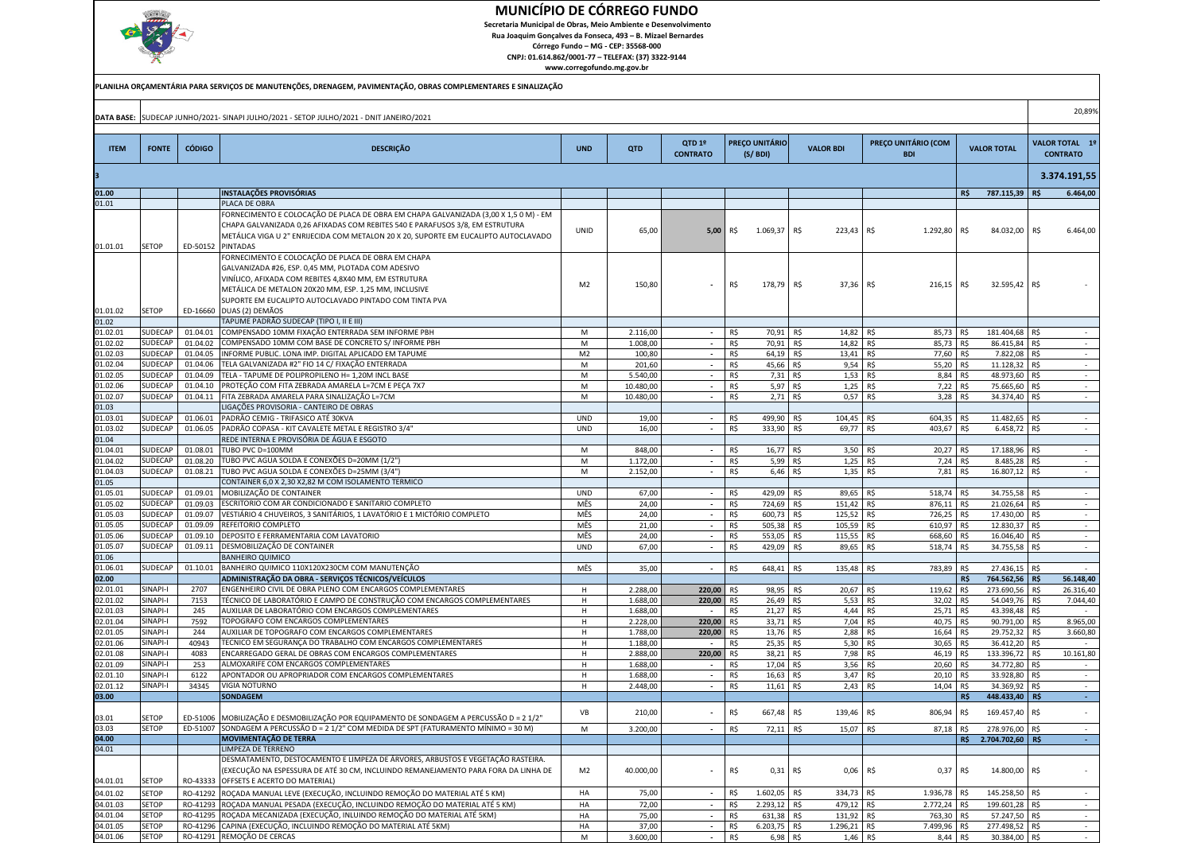# MUNICÍPIO DE CÓRREGO FUNDO

**Secretaria Municipal de Obras, Meio Ambiente e Desenvolvimento**
**Rua Joaquim Gonçalves da Fonseca, 493 – B. Mizael Bernardes**
**Córrego Fundo – MG - CEP: 35568-000**
**CNPJ: 01.614.862/0001-77 – TELEFAX: (37) 3322-9144**
**www.corregofundo.mg.gov.br**

**PLANILHA ORÇAMENTÁRIA PARA SERVIÇOS DE MANUTENÇÕES, DRENAGEM, PAVIMENTAÇÃO, OBRAS COMPLEMENTARES E SINALIZAÇÃO**

**DATA BASE:** SUDECAP JUNHO/2021- SINAPI JULHO/2021 - SETOP JULHO/2021 - DNIT JANEIRO/2021

20,89%

| ITEM | FONTE | CÓDIGO | DESCRIÇÃO | UND | QTD | QTD 1º CONTRATO | PREÇO UNITÁRIO (S/ BDI) | VALOR BDI | PREÇO UNITÁRIO (COM BDI | VALOR TOTAL | VALOR TOTAL 1º CONTRATO |
|---|---|---|---|---|---|---|---|---|---|---|---|
| 3 | | | | | | | | | | | 3.374.191,55 |
| 01.00 | | | **INSTALAÇÕES PROVISÓRIAS** | | | | | | | R$ 787.115,39 | R$ 6.464,00 |
| 01.01 | | | PLACA DE OBRA | | | | | | | | |
| 01.01.01 | SETOP | ED-50152 | FORNECIMENTO E COLOCAÇÃO DE PLACA DE OBRA EM CHAPA GALVANIZADA (3,00 X 1,5 0 M) - EM CHAPA GALVANIZADA 0,26 AFIXADAS COM REBITES 540 E PARAFUSOS 3/8, EM ESTRUTURA METÁLICA VIGA U 2" ENRIJECIDA COM METALON 20 X 20, SUPORTE EM EUCALIPTO AUTOCLAVADO PINTADAS | UNID | 65,00 | 5,00 | R$ 1.069,37 | R$ 223,43 | R$ 1.292,80 | R$ 84.032,00 | R$ 6.464,00 |
| 01.01.02 | SETOP | ED-16660 | FORNECIMENTO E COLOCAÇÃO DE PLACA DE OBRA EM CHAPA GALVANIZADA #26, ESP. 0,45 MM, PLOTADA COM ADESIVO VINÍLICO, AFIXADA COM REBITES 4,8X40 MM, EM ESTRUTURA METÁLICA DE METALON 20X20 MM, ESP. 1,25 MM, INCLUSIVE SUPORTE EM EUCALIPTO AUTOCLAVADO PINTADO COM TINTA PVA DUAS (2) DEMÃOS | M2 | 150,80 | - | R$ 178,79 | R$ 37,36 | R$ 216,15 | R$ 32.595,42 | R$ - |
| 01.02 | | | TAPUME PADRÃO SUDECAP (TIPO I, II E III) | | | | | | | | |
| 01.02.01 | SUDECAP | 01.04.01 | COMPENSADO 10MM FIXAÇÃO ENTERRADA SEM INFORME PBH | M | 2.116,00 | - | R$ 70,91 | R$ 14,82 | R$ 85,73 | R$ 181.404,68 | R$ - |
| 01.02.02 | SUDECAP | 01.04.02 | COMPENSADO 10MM COM BASE DE CONCRETO S/ INFORME PBH | M | 1.008,00 | - | R$ 70,91 | R$ 14,82 | R$ 85,73 | R$ 86.415,84 | R$ - |
| 01.02.03 | SUDECAP | 01.04.05 | INFORME PUBLIC. LONA IMP. DIGITAL APLICADO EM TAPUME | M2 | 100,80 | - | R$ 64,19 | R$ 13,41 | R$ 77,60 | R$ 7.822,08 | R$ - |
| 01.02.04 | SUDECAP | 01.04.06 | TELA GALVANIZADA #2" FIO 14 C/ FIXAÇÃO ENTERRADA | M | 201,60 | - | R$ 45,66 | R$ 9,54 | R$ 55,20 | R$ 11.128,32 | R$ - |
| 01.02.05 | SUDECAP | 01.04.09 | TELA - TAPUME DE POLIPROPILENO H= 1,20M INCL BASE | M | 5.540,00 | - | R$ 7,31 | R$ 1,53 | R$ 8,84 | R$ 48.973,60 | R$ - |
| 01.02.06 | SUDECAP | 01.04.10 | PROTEÇÃO COM FITA ZEBRADA AMARELA L=7CM E PEÇA 7X7 | M | 10.480,00 | - | R$ 5,97 | R$ 1,25 | R$ 7,22 | R$ 75.665,60 | R$ - |
| 01.02.07 | SUDECAP | 01.04.11 | FITA ZEBRADA AMARELA PARA SINALIZAÇÃO L=7CM | M | 10.480,00 | - | R$ 2,71 | R$ 0,57 | R$ 3,28 | R$ 34.374,40 | R$ - |
| 01.03 | | | LIGAÇÕES PROVISORIA - CANTEIRO DE OBRAS | | | | | | | | |
| 01.03.01 | SUDECAP | 01.06.01 | PADRÃO CEMIG - TRIFASICO ATÉ 30KVA | UND | 19,00 | - | R$ 499,90 | R$ 104,45 | R$ 604,35 | R$ 11.482,65 | R$ - |
| 01.03.02 | SUDECAP | 01.06.05 | PADRÃO COPASA - KIT CAVALETE METAL E REGISTRO 3/4" | UND | 16,00 | - | R$ 333,90 | R$ 69,77 | R$ 403,67 | R$ 6.458,72 | R$ - |
| 01.04 | | | REDE INTERNA E PROVISÓRIA DE ÁGUA E ESGOTO | | | | | | | | |
| 01.04.01 | SUDECAP | 01.08.01 | TUBO PVC D=100MM | M | 848,00 | - | R$ 16,77 | R$ 3,50 | R$ 20,27 | R$ 17.188,96 | R$ - |
| 01.04.02 | SUDECAP | 01.08.20 | TUBO PVC AGUA SOLDA E CONEXÕES D=20MM (1/2") | M | 1.172,00 | - | R$ 5,99 | R$ 1,25 | R$ 7,24 | R$ 8.485,28 | R$ - |
| 01.04.03 | SUDECAP | 01.08.21 | TUBO PVC AGUA SOLDA E CONEXÕES D=25MM (3/4") | M | 2.152,00 | - | R$ 6,46 | R$ 1,35 | R$ 7,81 | R$ 16.807,12 | R$ - |
| 01.05 | | | CONTAINER 6,0 X 2,30 X2,82 M COM ISOLAMENTO TERMICO | | | | | | | | |
| 01.05.01 | SUDECAP | 01.09.01 | MOBILIZAÇÃO DE CONTAINER | UND | 67,00 | - | R$ 429,09 | R$ 89,65 | R$ 518,74 | R$ 34.755,58 | R$ - |
| 01.05.02 | SUDECAP | 01.09.03 | ESCRITORIO COM AR CONDICIONADO E SANITARIO COMPLETO | MÊS | 24,00 | - | R$ 724,69 | R$ 151,42 | R$ 876,11 | R$ 21.026,64 | R$ - |
| 01.05.03 | SUDECAP | 01.09.07 | VESTIÁRIO 4 CHUVEIROS, 3 SANITÁRIOS, 1 LAVATÓRIO E 1 MICTÓRIO COMPLETO | MÊS | 24,00 | - | R$ 600,73 | R$ 125,52 | R$ 726,25 | R$ 17.430,00 | R$ - |
| 01.05.05 | SUDECAP | 01.09.09 | REFEITORIO COMPLETO | MÊS | 21,00 | - | R$ 505,38 | R$ 105,59 | R$ 610,97 | R$ 12.830,37 | R$ - |
| 01.05.06 | SUDECAP | 01.09.10 | DEPOSITO E FERRAMENTARIA COM LAVATORIO | MÊS | 24,00 | - | R$ 553,05 | R$ 115,55 | R$ 668,60 | R$ 16.046,40 | R$ - |
| 01.05.07 | SUDECAP | 01.09.11 | DESMOBILIZAÇÃO DE CONTAINER | UND | 67,00 | - | R$ 429,09 | R$ 89,65 | R$ 518,74 | R$ 34.755,58 | R$ - |
| 01.06 | | | BANHEIRO QUIMICO | | | | | | | | |
| 01.06.01 | SUDECAP | 01.10.01 | BANHEIRO QUIMICO 110X120X230CM COM MANUTENÇÃO | MÊS | 35,00 | - | R$ 648,41 | R$ 135,48 | R$ 783,89 | R$ 27.436,15 | R$ - |
| 02.00 | | | **ADMINISTRAÇÃO DA OBRA - SERVIÇOS TÉCNICOS/VEÍCULOS** | | | | | | | R$ 764.562,56 | R$ 56.148,40 |
| 02.01.01 | SINAPI-I | 2707 | ENGENHEIRO CIVIL DE OBRA PLENO COM ENCARGOS COMPLEMENTARES | H | 2.288,00 | 220,00 | R$ 98,95 | R$ 20,67 | R$ 119,62 | R$ 273.690,56 | R$ 26.316,40 |
| 02.01.02 | SINAPI-I | 7153 | TÉCNICO DE LABORATÓRIO E CAMPO DE CONSTRUÇÃO COM ENCARGOS COMPLEMENTARES | H | 1.688,00 | 220,00 | R$ 26,49 | R$ 5,53 | R$ 32,02 | R$ 54.049,76 | R$ 7.044,40 |
| 02.01.03 | SINAPI-I | 245 | AUXILIAR DE LABORATÓRIO COM ENCARGOS COMPLEMENTARES | H | 1.688,00 | - | R$ 21,27 | R$ 4,44 | R$ 25,71 | R$ 43.398,48 | R$ - |
| 02.01.04 | SINAPI-I | 7592 | TOPOGRAFO COM ENCARGOS COMPLEMENTARES | H | 2.228,00 | 220,00 | R$ 33,71 | R$ 7,04 | R$ 40,75 | R$ 90.791,00 | R$ 8.965,00 |
| 02.01.05 | SINAPI-I | 244 | AUXILIAR DE TOPOGRAFO COM ENCARGOS COMPLEMENTARES | H | 1.788,00 | 220,00 | R$ 13,76 | R$ 2,88 | R$ 16,64 | R$ 29.752,32 | R$ 3.660,80 |
| 02.01.06 | SINAPI-I | 40943 | TECNICO EM SEGURANÇA DO TRABALHO COM ENCARGOS COMPLEMENTARES | H | 1.188,00 | - | R$ 25,35 | R$ 5,30 | R$ 30,65 | R$ 36.412,20 | R$ - |
| 02.01.08 | SINAPI-I | 4083 | ENCARREGADO GERAL DE OBRAS COM ENCARGOS COMPLEMENTARES | H | 2.888,00 | 220,00 | R$ 38,21 | R$ 7,98 | R$ 46,19 | R$ 133.396,72 | R$ 10.161,80 |
| 02.01.09 | SINAPI-I | 253 | ALMOXARIFE COM ENCARGOS COMPLEMENTARES | H | 1.688,00 | - | R$ 17,04 | R$ 3,56 | R$ 20,60 | R$ 34.772,80 | R$ - |
| 02.01.10 | SINAPI-I | 6122 | APONTADOR OU APROPRIADOR COM ENCARGOS COMPLEMENTARES | H | 1.688,00 | - | R$ 16,63 | R$ 3,47 | R$ 20,10 | R$ 33.928,80 | R$ - |
| 02.01.12 | SINAPI-I | 34345 | VIGIA NOTURNO | H | 2.448,00 | - | R$ 11,61 | R$ 2,43 | R$ 14,04 | R$ 34.369,92 | R$ - |
| 03.00 | | | **SONDAGEM** | | | | | | | R$ 448.433,40 | R$ - |
| 03.01 | SETOP | ED-51006 | MOBILIZAÇÃO E DESMOBILIZAÇÃO POR EQUIPAMENTO DE SONDAGEM A PERCUSSÃO D = 2 1/2" | VB | 210,00 | - | R$ 667,48 | R$ 139,46 | R$ 806,94 | R$ 169.457,40 | R$ - |
| 03.03 | SETOP | ED-51007 | SONDAGEM A PERCUSSÃO D = 2 1/2" COM MEDIDA DE SPT (FATURAMENTO MÍNIMO = 30 M) | M | 3.200,00 | - | R$ 72,11 | R$ 15,07 | R$ 87,18 | R$ 278.976,00 | R$ - |
| 04.00 | | | **MOVIMENTAÇÃO DE TERRA** | | | | | | | R$ 2.704.702,60 | R$ - |
| 04.01 | | | LIMPEZA DE TERRENO | | | | | | | | |
| 04.01.01 | SETOP | RO-43333 | DESMATAMENTO, DESTOCAMENTO E LIMPEZA DE ÁRVORES, ARBUSTOS E VEGETAÇÃO RASTEIRA. (EXECUÇÃO NA ESPESSURA DE ATÉ 30 CM, INCLUINDO REMANEJAMENTO PARA FORA DA LINHA DE OFFSETS E ACERTO DO MATERIAL) | M2 | 40.000,00 | - | R$ 0,31 | R$ 0,06 | R$ 0,37 | R$ 14.800,00 | R$ - |
| 04.01.02 | SETOP | RO-41292 | ROÇADA MANUAL LEVE (EXECUÇÃO, INCLUINDO REMOÇÃO DO MATERIAL ATÉ 5 KM) | HA | 75,00 | - | R$ 1.602,05 | R$ 334,73 | R$ 1.936,78 | R$ 145.258,50 | R$ - |
| 04.01.03 | SETOP | RO-41293 | ROÇADA MANUAL PESADA (EXECUÇÃO, INCLUINDO REMOÇÃO DO MATERIAL ATÉ 5 KM) | HA | 72,00 | - | R$ 2.293,12 | R$ 479,12 | R$ 2.772,24 | R$ 199.601,28 | R$ - |
| 04.01.04 | SETOP | RO-41295 | ROÇADA MECANIZADA (EXECUÇÃO, INLUINDO REMOÇÃO DO MATERIAL ATÉ 5KM) | HA | 75,00 | - | R$ 631,38 | R$ 131,92 | R$ 763,30 | R$ 57.247,50 | R$ - |
| 04.01.05 | SETOP | RO-41296 | CAPINA (EXECUÇÃO, INCLUINDO REMOÇÃO DO MATERIAL ATÉ 5KM) | HA | 37,00 | - | R$ 6.203,75 | R$ 1.296,21 | R$ 7.499,96 | R$ 277.498,52 | R$ - |
| 04.01.06 | SETOP | RO-41291 | REMOÇÃO DE CERCAS | M | 3.600,00 | - | R$ 6,98 | R$ 1,46 | R$ 8,44 | R$ 30.384,00 | R$ - |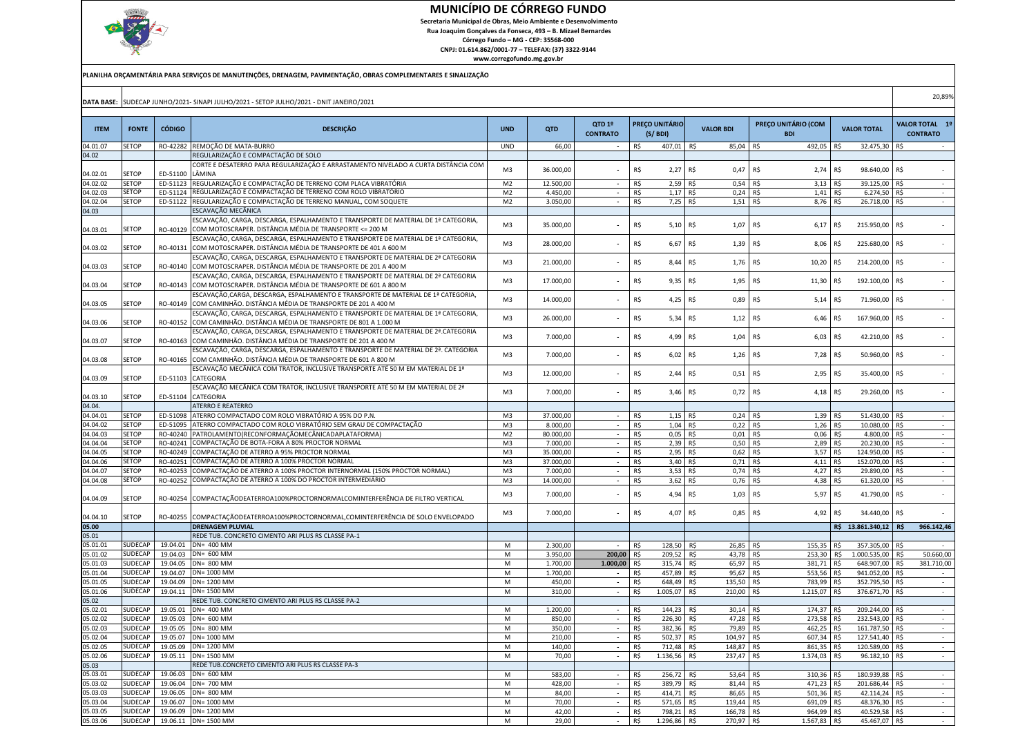# MUNICÍPIO DE CÓRREGO FUNDO

**Secretaria Municipal de Obras, Meio Ambiente e Desenvolvimento**
**Rua Joaquim Gonçalves da Fonseca, 493 – B. Mizael Bernardes**
**Córrego Fundo – MG - CEP: 35568-000**
**CNPJ: 01.614.862/0001-77 – TELEFAX: (37) 3322-9144**
**www.corregofundo.mg.gov.br**

**PLANILHA ORÇAMENTÁRIA PARA SERVIÇOS DE MANUTENÇÕES, DRENAGEM, PAVIMENTAÇÃO, OBRAS COMPLEMENTARES E SINALIZAÇÃO**

**DATA BASE:** SUDECAP JUNHO/2021- SINAPI JULHO/2021 - SETOP JULHO/2021 - DNIT JANEIRO/2021

20,89%

| ITEM | FONTE | CÓDIGO | DESCRIÇÃO | UND | QTD | QTD 1º CONTRATO | PREÇO UNITÁRIO (S/ BDI) | VALOR BDI | PREÇO UNITÁRIO (COM BDI | VALOR TOTAL | VALOR TOTAL 1º CONTRATO |
|---|---|---|---|---|---|---|---|---|---|---|---|
| 04.01.07 | SETOP | RO-42282 | REMOÇÃO DE MATA-BURRO | UND | 66,00 | - | R$ 407,01 | R$ 85,04 | R$ 492,05 | R$ 32.475,30 | R$ - |
| 04.02 | | | REGULARIZAÇÃO E COMPACTAÇÃO DE SOLO | | | | | | | | |
| 04.02.01 | SETOP | ED-51100 | CORTE E DESATERRO PARA REGULARIZAÇÃO E ARRASTAMENTO NIVELADO A CURTA DISTÂNCIA COM LÂMINA | M3 | 36.000,00 | - | R$ 2,27 | R$ 0,47 | R$ 2,74 | R$ 98.640,00 | R$ - |
| 04.02.02 | SETOP | ED-51123 | REGULARIZAÇÃO E COMPACTAÇÃO DE TERRENO COM PLACA VIBRATÓRIA | M2 | 12.500,00 | - | R$ 2,59 | R$ 0,54 | R$ 3,13 | R$ 39.125,00 | R$ - |
| 04.02.03 | SETOP | ED-51124 | REGULARIZAÇÃO E COMPACTAÇÃO DE TERRENO COM ROLO VIBRATÓRIO | M2 | 4.450,00 | - | R$ 1,17 | R$ 0,24 | R$ 1,41 | R$ 6.274,50 | R$ - |
| 04.02.04 | SETOP | ED-51122 | REGULARIZAÇÃO E COMPACTAÇÃO DE TERRENO MANUAL, COM SOQUETE | M2 | 3.050,00 | - | R$ 7,25 | R$ 1,51 | R$ 8,76 | R$ 26.718,00 | R$ - |
| 04.03 | | | ESCAVAÇÃO MECÂNICA | | | | | | | | |
| 04.03.01 | SETOP | RO-40129 | ESCAVAÇÃO, CARGA, DESCARGA, ESPALHAMENTO E TRANSPORTE DE MATERIAL DE 1ª CATEGORIA, COM MOTOSCRAPER. DISTÂNCIA MÉDIA DE TRANSPORTE <= 200 M | M3 | 35.000,00 | - | R$ 5,10 | R$ 1,07 | R$ 6,17 | R$ 215.950,00 | R$ - |
| 04.03.02 | SETOP | RO-40131 | ESCAVAÇÃO, CARGA, DESCARGA, ESPALHAMENTO E TRANSPORTE DE MATERIAL DE 1ª CATEGORIA, COM MOTOSCRAPER. DISTÂNCIA MÉDIA DE TRANSPORTE DE 401 A 600 M | M3 | 28.000,00 | - | R$ 6,67 | R$ 1,39 | R$ 8,06 | R$ 225.680,00 | R$ - |
| 04.03.03 | SETOP | RO-40140 | ESCAVAÇÃO, CARGA, DESCARGA, ESPALHAMENTO E TRANSPORTE DE MATERIAL DE 2ª CATEGORIA COM MOTOSCRAPER. DISTÂNCIA MÉDIA DE TRANSPORTE DE 201 A 400 M | M3 | 21.000,00 | - | R$ 8,44 | R$ 1,76 | R$ 10,20 | R$ 214.200,00 | R$ - |
| 04.03.04 | SETOP | RO-40143 | ESCAVAÇÃO, CARGA, DESCARGA, ESPALHAMENTO E TRANSPORTE DE MATERIAL DE 2ª CATEGORIA COM MOTOSCRAPER. DISTÂNCIA MÉDIA DE TRANSPORTE DE 601 A 800 M | M3 | 17.000,00 | - | R$ 9,35 | R$ 1,95 | R$ 11,30 | R$ 192.100,00 | R$ - |
| 04.03.05 | SETOP | RO-40149 | ESCAVAÇÃO,CARGA, DESCARGA, ESPALHAMENTO E TRANSPORTE DE MATERIAL DE 1ª CATEGORIA, COM CAMINHÃO. DISTÂNCIA MÉDIA DE TRANSPORTE DE 201 A 400 M | M3 | 14.000,00 | - | R$ 4,25 | R$ 0,89 | R$ 5,14 | R$ 71.960,00 | R$ - |
| 04.03.06 | SETOP | RO-40152 | ESCAVAÇÃO, CARGA, DESCARGA, ESPALHAMENTO E TRANSPORTE DE MATERIAL DE 1ª CATEGORIA, COM CAMINHÃO. DISTÂNCIA MÉDIA DE TRANSPORTE DE 801 A 1.000 M | M3 | 26.000,00 | - | R$ 5,34 | R$ 1,12 | R$ 6,46 | R$ 167.960,00 | R$ - |
| 04.03.07 | SETOP | RO-40163 | ESCAVAÇÃO, CARGA, DESCARGA, ESPALHAMENTO E TRANSPORTE DE MATERIAL DE 2ª.CATEGORIA COM CAMINHÃO. DISTÂNCIA MÉDIA DE TRANSPORTE DE 201 A 400 M | M3 | 7.000,00 | - | R$ 4,99 | R$ 1,04 | R$ 6,03 | R$ 42.210,00 | R$ - |
| 04.03.08 | SETOP | RO-40165 | ESCAVAÇÃO, CARGA, DESCARGA, ESPALHAMENTO E TRANSPORTE DE MATERIAL DE 2ª. CATEGORIA COM CAMINHÃO. DISTÂNCIA MÉDIA DE TRANSPORTE DE 601 A 800 M | M3 | 7.000,00 | - | R$ 6,02 | R$ 1,26 | R$ 7,28 | R$ 50.960,00 | R$ - |
| 04.03.09 | SETOP | ED-51103 | ESCAVAÇÃO MECÂNICA COM TRATOR, INCLUSIVE TRANSPORTE ATÉ 50 M EM MATERIAL DE 1ª CATEGORIA | M3 | 12.000,00 | - | R$ 2,44 | R$ 0,51 | R$ 2,95 | R$ 35.400,00 | R$ - |
| 04.03.10 | SETOP | ED-51104 | ESCAVAÇÃO MECÂNICA COM TRATOR, INCLUSIVE TRANSPORTE ATÉ 50 M EM MATERIAL DE 2ª CATEGORIA | M3 | 7.000,00 | - | R$ 3,46 | R$ 0,72 | R$ 4,18 | R$ 29.260,00 | R$ - |
| 04.04. | | | ATERRO E REATERRO | | | | | | | | |
| 04.04.01 | SETOP | ED-51098 | ATERRO COMPACTADO COM ROLO VIBRATÓRIO A 95% DO P.N. | M3 | 37.000,00 | - | R$ 1,15 | R$ 0,24 | R$ 1,39 | R$ 51.430,00 | R$ - |
| 04.04.02 | SETOP | ED-51095 | ATERRO COMPACTADO COM ROLO VIBRATÓRIO SEM GRAU DE COMPACTAÇÃO | M3 | 8.000,00 | - | R$ 1,04 | R$ 0,22 | R$ 1,26 | R$ 10.080,00 | R$ - |
| 04.04.03 | SETOP | RO-40240 | PATROLAMENTO(RECONFORMAÇÃOMECÂNICADAPLATAFORMA) | M2 | 80.000,00 | - | R$ 0,05 | R$ 0,01 | R$ 0,06 | R$ 4.800,00 | R$ - |
| 04.04.04 | SETOP | RO-40241 | COMPACTAÇÃO DE BOTA-FORA A 80% PROCTOR NORMAL | M3 | 7.000,00 | - | R$ 2,39 | R$ 0,50 | R$ 2,89 | R$ 20.230,00 | R$ - |
| 04.04.05 | SETOP | RO-40249 | COMPACTAÇÃO DE ATERRO A 95% PROCTOR NORMAL | M3 | 35.000,00 | - | R$ 2,95 | R$ 0,62 | R$ 3,57 | R$ 124.950,00 | R$ - |
| 04.04.06 | SETOP | RO-40251 | COMPACTAÇÃO DE ATERRO A 100% PROCTOR NORMAL | M3 | 37.000,00 | - | R$ 3,40 | R$ 0,71 | R$ 4,11 | R$ 152.070,00 | R$ - |
| 04.04.07 | SETOP | RO-40253 | COMPACTAÇÃO DE ATERRO A 100% PROCTOR INTERNORMAL (150% PROCTOR NORMAL) | M3 | 7.000,00 | - | R$ 3,53 | R$ 0,74 | R$ 4,27 | R$ 29.890,00 | R$ - |
| 04.04.08 | SETOP | RO-40252 | COMPACTAÇÃO DE ATERRO A 100% DO PROCTOR INTERMEDIÁRIO | M3 | 14.000,00 | - | R$ 3,62 | R$ 0,76 | R$ 4,38 | R$ 61.320,00 | R$ - |
| 04.04.09 | SETOP | RO-40254 | COMPACTAÇÃODEATERROA100%PROCTORNORMALCOMINTERFERÊNCIA DE FILTRO VERTICAL | M3 | 7.000,00 | - | R$ 4,94 | R$ 1,03 | R$ 5,97 | R$ 41.790,00 | R$ - |
| 04.04.10 | SETOP | RO-40255 | COMPACTAÇÃODEATERROA100%PROCTORNORMAL,COMINTERFERÊNCIA DE SOLO ENVELOPADO | M3 | 7.000,00 | - | R$ 4,07 | R$ 0,85 | R$ 4,92 | R$ 34.440,00 | R$ - |
| **05.00** | | | **DRENAGEM PLUVIAL** | | | | | | | **R$ 13.861.340,12** | **R$ 966.142,46** |
| 05.01 | | | REDE TUB. CONCRETO CIMENTO ARI PLUS RS CLASSE PA-1 | | | | | | | | |
| 05.01.01 | SUDECAP | 19.04.01 | DN= 400 MM | M | 2.300,00 | - | R$ 128,50 | R$ 26,85 | R$ 155,35 | R$ 357.305,00 | R$ - |
| 05.01.02 | SUDECAP | 19.04.03 | DN= 600 MM | M | 3.950,00 | **200,00** | R$ 209,52 | R$ 43,78 | R$ 253,30 | R$ 1.000.535,00 | R$ 50.660,00 |
| 05.01.03 | SUDECAP | 19.04.05 | DN= 800 MM | M | 1.700,00 | **1.000,00** | R$ 315,74 | R$ 65,97 | R$ 381,71 | R$ 648.907,00 | R$ 381.710,00 |
| 05.01.04 | SUDECAP | 19.04.07 | DN= 1000 MM | M | 1.700,00 | - | R$ 457,89 | R$ 95,67 | R$ 553,56 | R$ 941.052,00 | R$ - |
| 05.01.05 | SUDECAP | 19.04.09 | DN= 1200 MM | M | 450,00 | - | R$ 648,49 | R$ 135,50 | R$ 783,99 | R$ 352.795,50 | R$ - |
| 05.01.06 | SUDECAP | 19.04.11 | DN= 1500 MM | M | 310,00 | - | R$ 1.005,07 | R$ 210,00 | R$ 1.215,07 | R$ 376.671,70 | R$ - |
| 05.02 | | | REDE TUB. CONCRETO CIMENTO ARI PLUS RS CLASSE PA-2 | | | | | | | | |
| 05.02.01 | SUDECAP | 19.05.01 | DN= 400 MM | M | 1.200,00 | - | R$ 144,23 | R$ 30,14 | R$ 174,37 | R$ 209.244,00 | R$ - |
| 05.02.02 | SUDECAP | 19.05.03 | DN= 600 MM | M | 850,00 | - | R$ 226,30 | R$ 47,28 | R$ 273,58 | R$ 232.543,00 | R$ - |
| 05.02.03 | SUDECAP | 19.05.05 | DN= 800 MM | M | 350,00 | - | R$ 382,36 | R$ 79,89 | R$ 462,25 | R$ 161.787,50 | R$ - |
| 05.02.04 | SUDECAP | 19.05.07 | DN= 1000 MM | M | 210,00 | - | R$ 502,37 | R$ 104,97 | R$ 607,34 | R$ 127.541,40 | R$ - |
| 05.02.05 | SUDECAP | 19.05.09 | DN= 1200 MM | M | 140,00 | - | R$ 712,48 | R$ 148,87 | R$ 861,35 | R$ 120.589,00 | R$ - |
| 05.02.06 | SUDECAP | 19.05.11 | DN= 1500 MM | M | 70,00 | - | R$ 1.136,56 | R$ 237,47 | R$ 1.374,03 | R$ 96.182,10 | R$ - |
| 05.03 | | | REDE TUB.CONCRETO CIMENTO ARI PLUS RS CLASSE PA-3 | | | | | | | | |
| 05.03.01 | SUDECAP | 19.06.03 | DN= 600 MM | M | 583,00 | - | R$ 256,72 | R$ 53,64 | R$ 310,36 | R$ 180.939,88 | R$ - |
| 05.03.02 | SUDECAP | 19.06.04 | DN= 700 MM | M | 428,00 | - | R$ 389,79 | R$ 81,44 | R$ 471,23 | R$ 201.686,44 | R$ - |
| 05.03.03 | SUDECAP | 19.06.05 | DN= 800 MM | M | 84,00 | - | R$ 414,71 | R$ 86,65 | R$ 501,36 | R$ 42.114,24 | R$ - |
| 05.03.04 | SUDECAP | 19.06.07 | DN= 1000 MM | M | 70,00 | - | R$ 571,65 | R$ 119,44 | R$ 691,09 | R$ 48.376,30 | R$ - |
| 05.03.05 | SUDECAP | 19.06.09 | DN= 1200 MM | M | 42,00 | - | R$ 798,21 | R$ 166,78 | R$ 964,99 | R$ 40.529,58 | R$ - |
| 05.03.06 | SUDECAP | 19.06.11 | DN= 1500 MM | M | 29,00 | - | R$ 1.296,86 | R$ 270,97 | R$ 1.567,83 | R$ 45.467,07 | R$ - |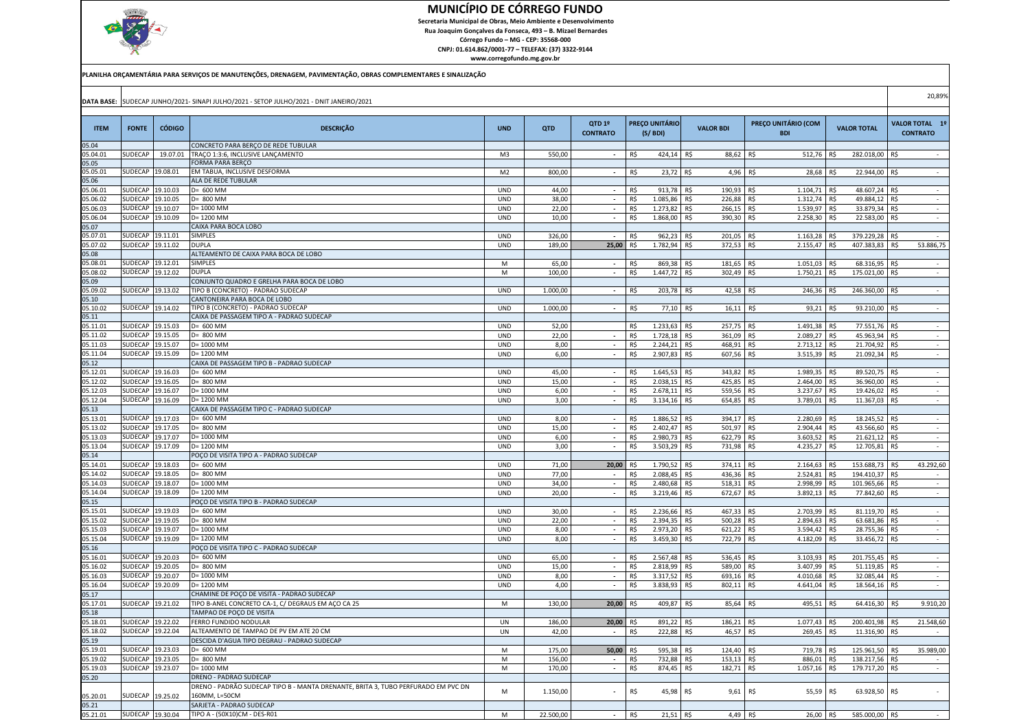# MUNICÍPIO DE CÓRREGO FUNDO

**Secretaria Municipal de Obras, Meio Ambiente e Desenvolvimento**
**Rua Joaquim Gonçalves da Fonseca, 493 – B. Mizael Bernardes**
**Córrego Fundo – MG - CEP: 35568-000**
**CNPJ: 01.614.862/0001-77 – TELEFAX: (37) 3322-9144**
**www.corregofundo.mg.gov.br**

**PLANILHA ORÇAMENTÁRIA PARA SERVIÇOS DE MANUTENÇÕES, DRENAGEM, PAVIMENTAÇÃO, OBRAS COMPLEMENTARES E SINALIZAÇÃO**

**DATA BASE:** SUDECAP JUNHO/2021- SINAPI JULHO/2021 - SETOP JULHO/2021 - DNIT JANEIRO/2021 — 20,89%

| ITEM | FONTE | CÓDIGO | DESCRIÇÃO | UND | QTD | QTD 1º CONTRATO | PREÇO UNITÁRIO (S/ BDI) | VALOR BDI | PREÇO UNITÁRIO (COM BDI | VALOR TOTAL | VALOR TOTAL 1º CONTRATO |
|---|---|---|---|---|---|---|---|---|---|---|---|
| 05.04 | | | CONCRETO PARA BERÇO DE REDE TUBULAR | | | | | | | | |
| 05.04.01 | SUDECAP | 19.07.01 | TRAÇO 1:3:6, INCLUSIVE LANÇAMENTO | M3 | 550,00 | - | R$ 424,14 | R$ 88,62 | R$ 512,76 | R$ 282.018,00 | R$ - |
| 05.05 | | | FORMA PARA BERÇO | | | | | | | | |
| 05.05.01 | SUDECAP | 19.08.01 | EM TABUA, INCLUSIVE DESFORMA | M2 | 800,00 | - | R$ 23,72 | R$ 4,96 | R$ 28,68 | R$ 22.944,00 | R$ - |
| 05.06 | | | ALA DE REDE TUBULAR | | | | | | | | |
| 05.06.01 | SUDECAP | 19.10.03 | D= 600 MM | UND | 44,00 | - | R$ 913,78 | R$ 190,93 | R$ 1.104,71 | R$ 48.607,24 | R$ - |
| 05.06.02 | SUDECAP | 19.10.05 | D= 800 MM | UND | 38,00 | - | R$ 1.085,86 | R$ 226,88 | R$ 1.312,74 | R$ 49.884,12 | R$ - |
| 05.06.03 | SUDECAP | 19.10.07 | D= 1000 MM | UND | 22,00 | - | R$ 1.273,82 | R$ 266,15 | R$ 1.539,97 | R$ 33.879,34 | R$ - |
| 05.06.04 | SUDECAP | 19.10.09 | D= 1200 MM | UND | 10,00 | - | R$ 1.868,00 | R$ 390,30 | R$ 2.258,30 | R$ 22.583,00 | R$ - |
| 05.07 | | | CAIXA PARA BOCA LOBO | | | | | | | | |
| 05.07.01 | SUDECAP | 19.11.01 | SIMPLES | UND | 326,00 | - | R$ 962,23 | R$ 201,05 | R$ 1.163,28 | R$ 379.229,28 | R$ - |
| 05.07.02 | SUDECAP | 19.11.02 | DUPLA | UND | 189,00 | **25,00** | R$ 1.782,94 | R$ 372,53 | R$ 2.155,47 | R$ 407.383,83 | R$ 53.886,75 |
| 05.08 | | | ALTEAMENTO DE CAIXA PARA BOCA DE LOBO | | | | | | | | |
| 05.08.01 | SUDECAP | 19.12.01 | SIMPLES | M | 65,00 | - | R$ 869,38 | R$ 181,65 | R$ 1.051,03 | R$ 68.316,95 | R$ - |
| 05.08.02 | SUDECAP | 19.12.02 | DUPLA | M | 100,00 | - | R$ 1.447,72 | R$ 302,49 | R$ 1.750,21 | R$ 175.021,00 | R$ - |
| 05.09 | | | CONJUNTO QUADRO E GRELHA PARA BOCA DE LOBO | | | | | | | | |
| 05.09.02 | SUDECAP | 19.13.02 | TIPO B (CONCRETO) - PADRAO SUDECAP | UND | 1.000,00 | - | R$ 203,78 | R$ 42,58 | R$ 246,36 | R$ 246.360,00 | R$ - |
| 05.10 | | | CANTONEIRA PARA BOCA DE LOBO | | | | | | | | |
| 05.10.02 | SUDECAP | 19.14.02 | TIPO B (CONCRETO) - PADRAO SUDECAP | UND | 1.000,00 | - | R$ 77,10 | R$ 16,11 | R$ 93,21 | R$ 93.210,00 | R$ - |
| 05.11 | | | CAIXA DE PASSAGEM TIPO A - PADRAO SUDECAP | | | | | | | | |
| 05.11.01 | SUDECAP | 19.15.03 | D= 600 MM | UND | 52,00 | | R$ 1.233,63 | R$ 257,75 | R$ 1.491,38 | R$ 77.551,76 | R$ - |
| 05.11.02 | SUDECAP | 19.15.05 | D= 800 MM | UND | 22,00 | - | R$ 1.728,18 | R$ 361,09 | R$ 2.089,27 | R$ 45.963,94 | R$ - |
| 05.11.03 | SUDECAP | 19.15.07 | D= 1000 MM | UND | 8,00 | - | R$ 2.244,21 | R$ 468,91 | R$ 2.713,12 | R$ 21.704,92 | R$ - |
| 05.11.04 | SUDECAP | 19.15.09 | D= 1200 MM | UND | 6,00 | - | R$ 2.907,83 | R$ 607,56 | R$ 3.515,39 | R$ 21.092,34 | R$ - |
| 05.12 | | | CAIXA DE PASSAGEM TIPO B - PADRAO SUDECAP | | | | | | | | |
| 05.12.01 | SUDECAP | 19.16.03 | D= 600 MM | UND | 45,00 | - | R$ 1.645,53 | R$ 343,82 | R$ 1.989,35 | R$ 89.520,75 | R$ - |
| 05.12.02 | SUDECAP | 19.16.05 | D= 800 MM | UND | 15,00 | - | R$ 2.038,15 | R$ 425,85 | R$ 2.464,00 | R$ 36.960,00 | R$ - |
| 05.12.03 | SUDECAP | 19.16.07 | D= 1000 MM | UND | 6,00 | - | R$ 2.678,11 | R$ 559,56 | R$ 3.237,67 | R$ 19.426,02 | R$ - |
| 05.12.04 | SUDECAP | 19.16.09 | D= 1200 MM | UND | 3,00 | - | R$ 3.134,16 | R$ 654,85 | R$ 3.789,01 | R$ 11.367,03 | R$ - |
| 05.13 | | | CAIXA DE PASSAGEM TIPO C - PADRAO SUDECAP | | | | | | | | |
| 05.13.01 | SUDECAP | 19.17.03 | D= 600 MM | UND | 8,00 | - | R$ 1.886,52 | R$ 394,17 | R$ 2.280,69 | R$ 18.245,52 | R$ - |
| 05.13.02 | SUDECAP | 19.17.05 | D= 800 MM | UND | 15,00 | - | R$ 2.402,47 | R$ 501,97 | R$ 2.904,44 | R$ 43.566,60 | R$ - |
| 05.13.03 | SUDECAP | 19.17.07 | D= 1000 MM | UND | 6,00 | - | R$ 2.980,73 | R$ 622,79 | R$ 3.603,52 | R$ 21.621,12 | R$ - |
| 05.13.04 | SUDECAP | 19.17.09 | D= 1200 MM | UND | 3,00 | - | R$ 3.503,29 | R$ 731,98 | R$ 4.235,27 | R$ 12.705,81 | R$ - |
| 05.14 | | | POÇO DE VISITA TIPO A - PADRAO SUDECAP | | | | | | | | |
| 05.14.01 | SUDECAP | 19.18.03 | D= 600 MM | UND | 71,00 | **20,00** | R$ 1.790,52 | R$ 374,11 | R$ 2.164,63 | R$ 153.688,73 | R$ 43.292,60 |
| 05.14.02 | SUDECAP | 19.18.05 | D= 800 MM | UND | 77,00 | - | R$ 2.088,45 | R$ 436,36 | R$ 2.524,81 | R$ 194.410,37 | R$ - |
| 05.14.03 | SUDECAP | 19.18.07 | D= 1000 MM | UND | 34,00 | - | R$ 2.480,68 | R$ 518,31 | R$ 2.998,99 | R$ 101.965,66 | R$ - |
| 05.14.04 | SUDECAP | 19.18.09 | D= 1200 MM | UND | 20,00 | - | R$ 3.219,46 | R$ 672,67 | R$ 3.892,13 | R$ 77.842,60 | R$ - |
| 05.15 | | | POÇO DE VISITA TIPO B - PADRAO SUDECAP | | | | | | | | |
| 05.15.01 | SUDECAP | 19.19.03 | D= 600 MM | UND | 30,00 | - | R$ 2.236,66 | R$ 467,33 | R$ 2.703,99 | R$ 81.119,70 | R$ - |
| 05.15.02 | SUDECAP | 19.19.05 | D= 800 MM | UND | 22,00 | - | R$ 2.394,35 | R$ 500,28 | R$ 2.894,63 | R$ 63.681,86 | R$ - |
| 05.15.03 | SUDECAP | 19.19.07 | D= 1000 MM | UND | 8,00 | - | R$ 2.973,20 | R$ 621,22 | R$ 3.594,42 | R$ 28.755,36 | R$ - |
| 05.15.04 | SUDECAP | 19.19.09 | D= 1200 MM | UND | 8,00 | - | R$ 3.459,30 | R$ 722,79 | R$ 4.182,09 | R$ 33.456,72 | R$ - |
| 05.16 | | | POÇO DE VISITA TIPO C - PADRAO SUDECAP | | | | | | | | |
| 05.16.01 | SUDECAP | 19.20.03 | D= 600 MM | UND | 65,00 | - | R$ 2.567,48 | R$ 536,45 | R$ 3.103,93 | R$ 201.755,45 | R$ - |
| 05.16.02 | SUDECAP | 19.20.05 | D= 800 MM | UND | 15,00 | - | R$ 2.818,99 | R$ 589,00 | R$ 3.407,99 | R$ 51.119,85 | R$ - |
| 05.16.03 | SUDECAP | 19.20.07 | D= 1000 MM | UND | 8,00 | - | R$ 3.317,52 | R$ 693,16 | R$ 4.010,68 | R$ 32.085,44 | R$ - |
| 05.16.04 | SUDECAP | 19.20.09 | D= 1200 MM | UND | 4,00 | - | R$ 3.838,93 | R$ 802,11 | R$ 4.641,04 | R$ 18.564,16 | R$ - |
| 05.17 | | | CHAMINE DE POÇO DE VISITA - PADRAO SUDECAP | | | | | | | | |
| 05.17.01 | SUDECAP | 19.21.02 | TIPO B-ANEL CONCRETO CA-1, C/ DEGRAUS EM AÇO CA 25 | M | 130,00 | **20,00** | R$ 409,87 | R$ 85,64 | R$ 495,51 | R$ 64.416,30 | R$ 9.910,20 |
| 05.18 | | | TAMPAO DE POÇO DE VISITA | | | | | | | | |
| 05.18.01 | SUDECAP | 19.22.02 | FERRO FUNDIDO NODULAR | UN | 186,00 | **20,00** | R$ 891,22 | R$ 186,21 | R$ 1.077,43 | R$ 200.401,98 | R$ 21.548,60 |
| 05.18.02 | SUDECAP | 19.22.04 | ALTEAMENTO DE TAMPAO DE PV EM ATE 20 CM | UN | 42,00 | - | R$ 222,88 | R$ 46,57 | R$ 269,45 | R$ 11.316,90 | R$ - |
| 05.19 | | | DESCIDA D'AGUA TIPO DEGRAU - PADRAO SUDECAP | | | | | | | | |
| 05.19.01 | SUDECAP | 19.23.03 | D= 600 MM | M | 175,00 | **50,00** | R$ 595,38 | R$ 124,40 | R$ 719,78 | R$ 125.961,50 | R$ 35.989,00 |
| 05.19.02 | SUDECAP | 19.23.05 | D= 800 MM | M | 156,00 | - | R$ 732,88 | R$ 153,13 | R$ 886,01 | R$ 138.217,56 | R$ - |
| 05.19.03 | SUDECAP | 19.23.07 | D= 1000 MM | M | 170,00 | - | R$ 874,45 | R$ 182,71 | R$ 1.057,16 | R$ 179.717,20 | R$ - |
| 05.20 | | | DRENO - PADRAO SUDECAP | | | | | | | | |
| 05.20.01 | SUDECAP | 19.25.02 | DRENO - PADRÃO SUDECAP TIPO B - MANTA DRENANTE, BRITA 3, TUBO PERFURADO EM PVC DN 160MM, L=50CM | M | 1.150,00 | - | R$ 45,98 | R$ 9,61 | R$ 55,59 | R$ 63.928,50 | R$ - |
| 05.21 | | | SARJETA - PADRAO SUDECAP | | | | | | | | |
| 05.21.01 | SUDECAP | 19.30.04 | TIPO A - (50X10)CM - DES-R01 | M | 22.500,00 | - | R$ 21,51 | R$ 4,49 | R$ 26,00 | R$ 585.000,00 | R$ - |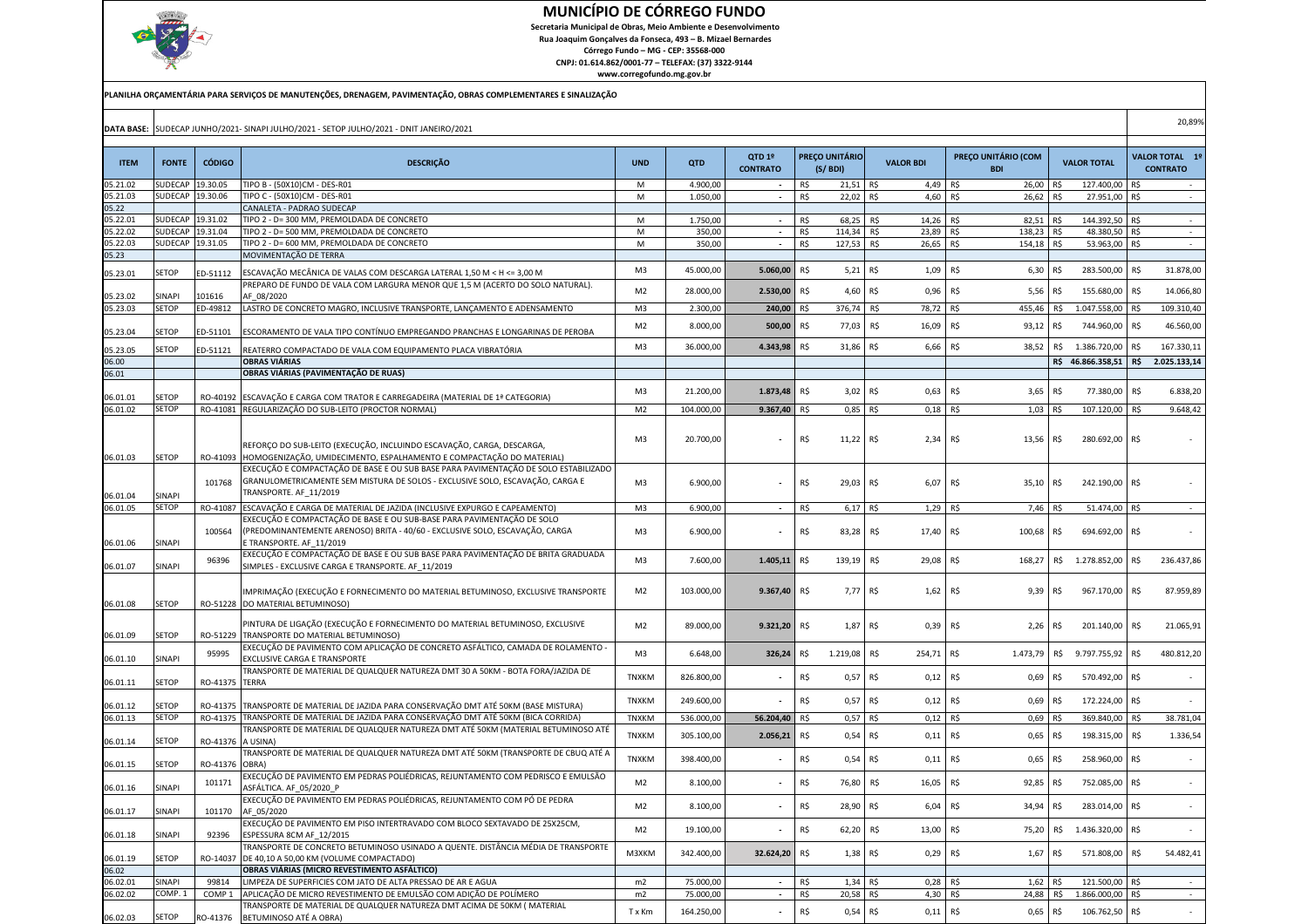# MUNICÍPIO DE CÓRREGO FUNDO

**Secretaria Municipal de Obras, Meio Ambiente e Desenvolvimento**
**Rua Joaquim Gonçalves da Fonseca, 493 – B. Mizael Bernardes**
**Córrego Fundo – MG - CEP: 35568-000**
**CNPJ: 01.614.862/0001-77 – TELEFAX: (37) 3322-9144**
**www.corregofundo.mg.gov.br**

**PLANILHA ORÇAMENTÁRIA PARA SERVIÇOS DE MANUTENÇÕES, DRENAGEM, PAVIMENTAÇÃO, OBRAS COMPLEMENTARES E SINALIZAÇÃO**

**DATA BASE:** SUDECAP JUNHO/2021- SINAPI JULHO/2021 - SETOP JULHO/2021 - DNIT JANEIRO/2021 — 20,89%

| ITEM | FONTE | CÓDIGO | DESCRIÇÃO | UND | QTD | QTD 1º CONTRATO | PREÇO UNITÁRIO (S/ BDI) | VALOR BDI | PREÇO UNITÁRIO (COM BDI | VALOR TOTAL | VALOR TOTAL 1º CONTRATO |
|---|---|---|---|---|---|---|---|---|---|---|---|
| 05.21.02 | SUDECAP | 19.30.05 | TIPO B - (50X10)CM - DES-R01 | M | 4.900,00 | - | R$ 21,51 | R$ 4,49 | R$ 26,00 | R$ 127.400,00 | R$ - |
| 05.21.03 | SUDECAP | 19.30.06 | TIPO C - (50X10)CM - DES-R01 | M | 1.050,00 | - | R$ 22,02 | R$ 4,60 | R$ 26,62 | R$ 27.951,00 | R$ - |
| 05.22 | | | CANALETA - PADRAO SUDECAP | | | | | | | | |
| 05.22.01 | SUDECAP | 19.31.02 | TIPO 2 - D= 300 MM, PREMOLDADA DE CONCRETO | M | 1.750,00 | - | R$ 68,25 | R$ 14,26 | R$ 82,51 | R$ 144.392,50 | R$ - |
| 05.22.02 | SUDECAP | 19.31.04 | TIPO 2 - D= 500 MM, PREMOLDADA DE CONCRETO | M | 350,00 | - | R$ 114,34 | R$ 23,89 | R$ 138,23 | R$ 48.380,50 | R$ - |
| 05.22.03 | SUDECAP | 19.31.05 | TIPO 2 - D= 600 MM, PREMOLDADA DE CONCRETO | M | 350,00 | - | R$ 127,53 | R$ 26,65 | R$ 154,18 | R$ 53.963,00 | R$ - |
| 05.23 | | | MOVIMENTAÇÃO DE TERRA | | | | | | | | |
| 05.23.01 | SETOP | ED-51112 | ESCAVAÇÃO MECÂNICA DE VALAS COM DESCARGA LATERAL 1,50 M < H <= 3,00 M | M3 | 45.000,00 | 5.060,00 | R$ 5,21 | R$ 1,09 | R$ 6,30 | R$ 283.500,00 | R$ 31.878,00 |
| 05.23.02 | SINAPI | 101616 | PREPARO DE FUNDO DE VALA COM LARGURA MENOR QUE 1,5 M (ACERTO DO SOLO NATURAL). AF_08/2020 | M2 | 28.000,00 | 2.530,00 | R$ 4,60 | R$ 0,96 | R$ 5,56 | R$ 155.680,00 | R$ 14.066,80 |
| 05.23.03 | SETOP | ED-49812 | LASTRO DE CONCRETO MAGRO, INCLUSIVE TRANSPORTE, LANÇAMENTO E ADENSAMENTO | M3 | 2.300,00 | 240,00 | R$ 376,74 | R$ 78,72 | R$ 455,46 | R$ 1.047.558,00 | R$ 109.310,40 |
| 05.23.04 | SETOP | ED-51101 | ESCORAMENTO DE VALA TIPO CONTÍNUO EMPREGANDO PRANCHAS E LONGARINAS DE PEROBA | M2 | 8.000,00 | 500,00 | R$ 77,03 | R$ 16,09 | R$ 93,12 | R$ 744.960,00 | R$ 46.560,00 |
| 05.23.05 | SETOP | ED-51121 | REATERRO COMPACTADO DE VALA COM EQUIPAMENTO PLACA VIBRATÓRIA | M3 | 36.000,00 | 4.343,98 | R$ 31,86 | R$ 6,66 | R$ 38,52 | R$ 1.386.720,00 | R$ 167.330,11 |
| 06.00 | | | **OBRAS VIÁRIAS** | | | | | | | **R$ 46.866.358,51** | **R$ 2.025.133,14** |
| 06.01 | | | **OBRAS VIÁRIAS (PAVIMENTAÇÃO DE RUAS)** | | | | | | | | |
| 06.01.01 | SETOP | RO-40192 | ESCAVAÇÃO E CARGA COM TRATOR E CARREGADEIRA (MATERIAL DE 1ª CATEGORIA) | M3 | 21.200,00 | 1.873,48 | R$ 3,02 | R$ 0,63 | R$ 3,65 | R$ 77.380,00 | R$ 6.838,20 |
| 06.01.02 | SETOP | RO-41081 | REGULARIZAÇÃO DO SUB-LEITO (PROCTOR NORMAL) | M2 | 104.000,00 | 9.367,40 | R$ 0,85 | R$ 0,18 | R$ 1,03 | R$ 107.120,00 | R$ 9.648,42 |
| 06.01.03 | SETOP | RO-41093 | REFORÇO DO SUB-LEITO (EXECUÇÃO, INCLUINDO ESCAVAÇÃO, CARGA, DESCARGA, HOMOGENIZAÇÃO, UMIDECIMENTO, ESPALHAMENTO E COMPACTAÇÃO DO MATERIAL) | M3 | 20.700,00 | - | R$ 11,22 | R$ 2,34 | R$ 13,56 | R$ 280.692,00 | R$ - |
| 06.01.04 | SINAPI | 101768 | EXECUÇÃO E COMPACTAÇÃO DE BASE E OU SUB BASE PARA PAVIMENTAÇÃO DE SOLO ESTABILIZADO GRANULOMETRICAMENTE SEM MISTURA DE SOLOS - EXCLUSIVE SOLO, ESCAVAÇÃO, CARGA E TRANSPORTE. AF_11/2019 | M3 | 6.900,00 | - | R$ 29,03 | R$ 6,07 | R$ 35,10 | R$ 242.190,00 | R$ - |
| 06.01.05 | SETOP | RO-41087 | ESCAVAÇÃO E CARGA DE MATERIAL DE JAZIDA (INCLUSIVE EXPURGO E CAPEAMENTO) | M3 | 6.900,00 | - | R$ 6,17 | R$ 1,29 | R$ 7,46 | R$ 51.474,00 | R$ - |
| 06.01.06 | SINAPI | 100564 | EXECUÇÃO E COMPACTAÇÃO DE BASE E OU SUB-BASE PARA PAVIMENTAÇÃO DE SOLO (PREDOMINANTEMENTE ARENOSO) BRITA - 40/60 - EXCLUSIVE SOLO, ESCAVAÇÃO, CARGA E TRANSPORTE. AF_11/2019 | M3 | 6.900,00 | - | R$ 83,28 | R$ 17,40 | R$ 100,68 | R$ 694.692,00 | R$ - |
| 06.01.07 | SINAPI | 96396 | EXECUÇÃO E COMPACTAÇÃO DE BASE E OU SUB BASE PARA PAVIMENTAÇÃO DE BRITA GRADUADA SIMPLES - EXCLUSIVE CARGA E TRANSPORTE. AF_11/2019 | M3 | 7.600,00 | 1.405,11 | R$ 139,19 | R$ 29,08 | R$ 168,27 | R$ 1.278.852,00 | R$ 236.437,86 |
| 06.01.08 | SETOP | RO-51228 | IMPRIMAÇÃO (EXECUÇÃO E FORNECIMENTO DO MATERIAL BETUMINOSO, EXCLUSIVE TRANSPORTE DO MATERIAL BETUMINOSO) | M2 | 103.000,00 | 9.367,40 | R$ 7,77 | R$ 1,62 | R$ 9,39 | R$ 967.170,00 | R$ 87.959,89 |
| 06.01.09 | SETOP | RO-51229 | PINTURA DE LIGAÇÃO (EXECUÇÃO E FORNECIMENTO DO MATERIAL BETUMINOSO, EXCLUSIVE TRANSPORTE DO MATERIAL BETUMINOSO) | M2 | 89.000,00 | 9.321,20 | R$ 1,87 | R$ 0,39 | R$ 2,26 | R$ 201.140,00 | R$ 21.065,91 |
| 06.01.10 | SINAPI | 95995 | EXECUÇÃO DE PAVIMENTO COM APLICAÇÃO DE CONCRETO ASFÁLTICO, CAMADA DE ROLAMENTO - EXCLUSIVE CARGA E TRANSPORTE | M3 | 6.648,00 | 326,24 | R$ 1.219,08 | R$ 254,71 | R$ 1.473,79 | R$ 9.797.755,92 | R$ 480.812,20 |
| 06.01.11 | SETOP | RO-41375 | TRANSPORTE DE MATERIAL DE QUALQUER NATUREZA DMT 30 A 50KM - BOTA FORA/JAZIDA DE TERRA | TNXKM | 826.800,00 | - | R$ 0,57 | R$ 0,12 | R$ 0,69 | R$ 570.492,00 | R$ - |
| 06.01.12 | SETOP | RO-41375 | TRANSPORTE DE MATERIAL DE JAZIDA PARA CONSERVAÇÃO DMT ATÉ 50KM (BASE MISTURA) | TNXKM | 249.600,00 | - | R$ 0,57 | R$ 0,12 | R$ 0,69 | R$ 172.224,00 | R$ - |
| 06.01.13 | SETOP | RO-41375 | TRANSPORTE DE MATERIAL DE JAZIDA PARA CONSERVAÇÃO DMT ATÉ 50KM (BICA CORRIDA) | TNXKM | 536.000,00 | 56.204,40 | R$ 0,57 | R$ 0,12 | R$ 0,69 | R$ 369.840,00 | R$ 38.781,04 |
| 06.01.14 | SETOP | RO-41376 | TRANSPORTE DE MATERIAL DE QUALQUER NATUREZA DMT ATÉ 50KM (MATERIAL BETUMINOSO ATÉ A USINA) | TNXKM | 305.100,00 | 2.056,21 | R$ 0,54 | R$ 0,11 | R$ 0,65 | R$ 198.315,00 | R$ 1.336,54 |
| 06.01.15 | SETOP | RO-41376 | TRANSPORTE DE MATERIAL DE QUALQUER NATUREZA DMT ATÉ 50KM (TRANSPORTE DE CBUQ ATÉ A OBRA) | TNXKM | 398.400,00 | - | R$ 0,54 | R$ 0,11 | R$ 0,65 | R$ 258.960,00 | R$ - |
| 06.01.16 | SINAPI | 101171 | EXECUÇÃO DE PAVIMENTO EM PEDRAS POLIÉDRICAS, REJUNTAMENTO COM PEDRISCO E EMULSÃO ASFÁLTICA. AF_05/2020_P | M2 | 8.100,00 | - | R$ 76,80 | R$ 16,05 | R$ 92,85 | R$ 752.085,00 | R$ - |
| 06.01.17 | SINAPI | 101170 | EXECUÇÃO DE PAVIMENTO EM PEDRAS POLIÉDRICAS, REJUNTAMENTO COM PÓ DE PEDRA AF_05/2020 | M2 | 8.100,00 | - | R$ 28,90 | R$ 6,04 | R$ 34,94 | R$ 283.014,00 | R$ - |
| 06.01.18 | SINAPI | 92396 | EXECUÇÃO DE PAVIMENTO EM PISO INTERTRAVADO COM BLOCO SEXTAVADO DE 25X25CM, ESPESSURA 8CM AF_12/2015 | M2 | 19.100,00 | - | R$ 62,20 | R$ 13,00 | R$ 75,20 | R$ 1.436.320,00 | R$ - |
| 06.01.19 | SETOP | RO-14037 | TRANSPORTE DE CONCRETO BETUMINOSO USINADO A QUENTE. DISTÂNCIA MÉDIA DE TRANSPORTE DE 40,10 A 50,00 KM (VOLUME COMPACTADO) | M3XKM | 342.400,00 | 32.624,20 | R$ 1,38 | R$ 0,29 | R$ 1,67 | R$ 571.808,00 | R$ 54.482,41 |
| 06.02 | | | **OBRAS VIÁRIAS (MICRO REVESTIMENTO ASFÁLTICO)** | | | | | | | | |
| 06.02.01 | SINAPI | 99814 | LIMPEZA DE SUPERFICIES COM JATO DE ALTA PRESSAO DE AR E AGUA | m2 | 75.000,00 | - | R$ 1,34 | R$ 0,28 | R$ 1,62 | R$ 121.500,00 | R$ - |
| 06.02.02 | COMP. 1 | COMP 1 | APLICAÇÃO DE MICRO REVESTIMENTO DE EMULSÃO COM ADIÇÃO DE POLÍMERO | m2 | 75.000,00 | - | R$ 20,58 | R$ 4,30 | R$ 24,88 | R$ 1.866.000,00 | R$ - |
| 06.02.03 | SETOP | RO-41376 | TRANSPORTE DE MATERIAL DE QUALQUER NATUREZA DMT ACIMA DE 50KM ( MATERIAL BETUMINOSO ATÉ A OBRA) | T x Km | 164.250,00 | - | R$ 0,54 | R$ 0,11 | R$ 0,65 | R$ 106.762,50 | R$ - |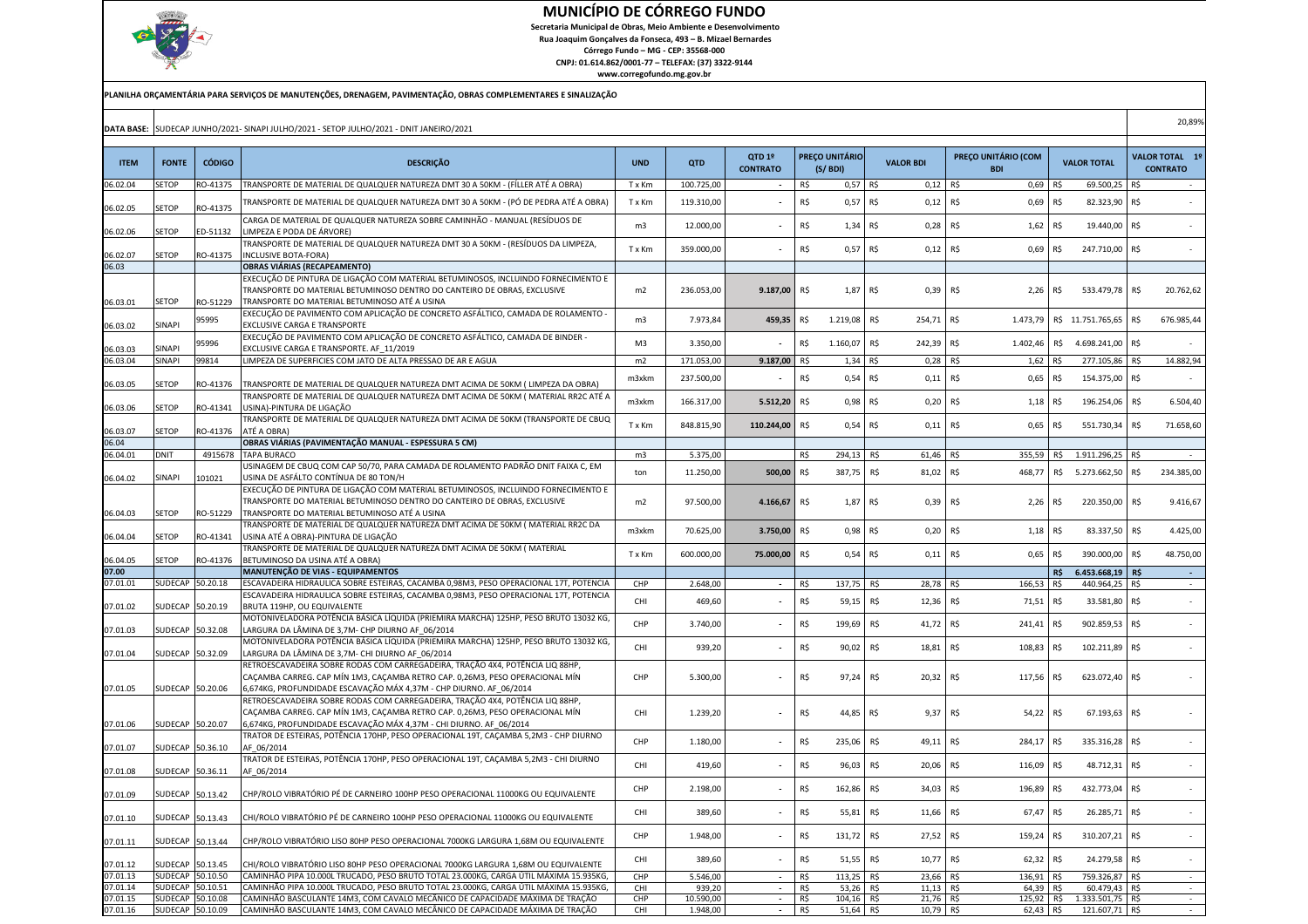# MUNICÍPIO DE CÓRREGO FUNDO

**Secretaria Municipal de Obras, Meio Ambiente e Desenvolvimento**
**Rua Joaquim Gonçalves da Fonseca, 493 – B. Mizael Bernardes**
**Córrego Fundo – MG - CEP: 35568-000**
**CNPJ: 01.614.862/0001-77 – TELEFAX: (37) 3322-9144**
**www.corregofundo.mg.gov.br**

**PLANILHA ORÇAMENTÁRIA PARA SERVIÇOS DE MANUTENÇÕES, DRENAGEM, PAVIMENTAÇÃO, OBRAS COMPLEMENTARES E SINALIZAÇÃO**

**DATA BASE:** SUDECAP JUNHO/2021- SINAPI JULHO/2021 - SETOP JULHO/2021 - DNIT JANEIRO/2021 — 20,89%

| ITEM | FONTE | CÓDIGO | DESCRIÇÃO | UND | QTD | QTD 1º CONTRATO | PREÇO UNITÁRIO (S/ BDI) | VALOR BDI | PREÇO UNITÁRIO (COM BDI | VALOR TOTAL | VALOR TOTAL 1º CONTRATO |
|---|---|---|---|---|---|---|---|---|---|---|---|
| 06.02.04 | SETOP | RO-41375 | TRANSPORTE DE MATERIAL DE QUALQUER NATUREZA DMT 30 A 50KM - (FÍLLER ATÉ A OBRA) | T x Km | 100.725,00 | - | R$ 0,57 | R$ 0,12 | R$ 0,69 | R$ 69.500,25 | R$ - |
| 06.02.05 | SETOP | RO-41375 | TRANSPORTE DE MATERIAL DE QUALQUER NATUREZA DMT 30 A 50KM - (PÓ DE PEDRA ATÉ A OBRA) | T x Km | 119.310,00 | - | R$ 0,57 | R$ 0,12 | R$ 0,69 | R$ 82.323,90 | R$ - |
| 06.02.06 | SETOP | ED-51132 | CARGA DE MATERIAL DE QUALQUER NATUREZA SOBRE CAMINHÃO - MANUAL (RESÍDUOS DE LIMPEZA E PODA DE ÁRVORE) | m3 | 12.000,00 | - | R$ 1,34 | R$ 0,28 | R$ 1,62 | R$ 19.440,00 | R$ - |
| 06.02.07 | SETOP | RO-41375 | TRANSPORTE DE MATERIAL DE QUALQUER NATUREZA DMT 30 A 50KM - (RESÍDUOS DA LIMPEZA, INCLUSIVE BOTA-FORA) | T x Km | 359.000,00 | - | R$ 0,57 | R$ 0,12 | R$ 0,69 | R$ 247.710,00 | R$ - |
| 06.03 | | | **OBRAS VIÁRIAS (RECAPEAMENTO)** | | | | | | | | |
| 06.03.01 | SETOP | RO-51229 | EXECUÇÃO DE PINTURA DE LIGAÇÃO COM MATERIAL BETUMINOSOS, INCLUINDO FORNECIMENTO E TRANSPORTE DO MATERIAL BETUMINOSO DENTRO DO CANTEIRO DE OBRAS, EXCLUSIVE TRANSPORTE DO MATERIAL BETUMINOSO ATÉ A USINA | m2 | 236.053,00 | 9.187,00 | R$ 1,87 | R$ 0,39 | R$ 2,26 | R$ 533.479,78 | R$ 20.762,62 |
| 06.03.02 | SINAPI | 95995 | EXECUÇÃO DE PAVIMENTO COM APLICAÇÃO DE CONCRETO ASFÁLTICO, CAMADA DE ROLAMENTO - EXCLUSIVE CARGA E TRANSPORTE | m3 | 7.973,84 | 459,35 | R$ 1.219,08 | R$ 254,71 | R$ 1.473,79 | R$ 11.751.765,65 | R$ 676.985,44 |
| 06.03.03 | SINAPI | 95996 | EXECUÇÃO DE PAVIMENTO COM APLICAÇÃO DE CONCRETO ASFÁLTICO, CAMADA DE BINDER - EXCLUSIVE CARGA E TRANSPORTE. AF_11/2019 | M3 | 3.350,00 | - | R$ 1.160,07 | R$ 242,39 | R$ 1.402,46 | R$ 4.698.241,00 | R$ - |
| 06.03.04 | SINAPI | 99814 | LIMPEZA DE SUPERFICIES COM JATO DE ALTA PRESSAO DE AR E AGUA | m2 | 171.053,00 | 9.187,00 | R$ 1,34 | R$ 0,28 | R$ 1,62 | R$ 277.105,86 | R$ 14.882,94 |
| 06.03.05 | SETOP | RO-41376 | TRANSPORTE DE MATERIAL DE QUALQUER NATUREZA DMT ACIMA DE 50KM ( LIMPEZA DA OBRA) | m3xkm | 237.500,00 | - | R$ 0,54 | R$ 0,11 | R$ 0,65 | R$ 154.375,00 | R$ - |
| 06.03.06 | SETOP | RO-41341 | TRANSPORTE DE MATERIAL DE QUALQUER NATUREZA DMT ACIMA DE 50KM ( MATERIAL RR2C ATÉ A USINA)-PINTURA DE LIGAÇÃO | m3xkm | 166.317,00 | 5.512,20 | R$ 0,98 | R$ 0,20 | R$ 1,18 | R$ 196.254,06 | R$ 6.504,40 |
| 06.03.07 | SETOP | RO-41376 | TRANSPORTE DE MATERIAL DE QUALQUER NATUREZA DMT ACIMA DE 50KM (TRANSPORTE DE CBUQ ATÉ A OBRA) | T x Km | 848.815,90 | 110.244,00 | R$ 0,54 | R$ 0,11 | R$ 0,65 | R$ 551.730,34 | R$ 71.658,60 |
| 06.04 | | | **OBRAS VIÁRIAS (PAVIMENTAÇÃO MANUAL - ESPESSURA 5 CM)** | | | | | | | | |
| 06.04.01 | DNIT | 4915678 | TAPA BURACO | m3 | 5.375,00 | | R$ 294,13 | R$ 61,46 | R$ 355,59 | R$ 1.911.296,25 | R$ - |
| 06.04.02 | SINAPI | 101021 | USINAGEM DE CBUQ COM CAP 50/70, PARA CAMADA DE ROLAMENTO PADRÃO DNIT FAIXA C, EM USINA DE ASFÁLTO CONTÍNUA DE 80 TON/H | ton | 11.250,00 | 500,00 | R$ 387,75 | R$ 81,02 | R$ 468,77 | R$ 5.273.662,50 | R$ 234.385,00 |
| 06.04.03 | SETOP | RO-51229 | EXECUÇÃO DE PINTURA DE LIGAÇÃO COM MATERIAL BETUMINOSOS, INCLUINDO FORNECIMENTO E TRANSPORTE DO MATERIAL BETUMINOSO DENTRO DO CANTEIRO DE OBRAS, EXCLUSIVE TRANSPORTE DO MATERIAL BETUMINOSO ATÉ A USINA | m2 | 97.500,00 | 4.166,67 | R$ 1,87 | R$ 0,39 | R$ 2,26 | R$ 220.350,00 | R$ 9.416,67 |
| 06.04.04 | SETOP | RO-41341 | TRANSPORTE DE MATERIAL DE QUALQUER NATUREZA DMT ACIMA DE 50KM ( MATERIAL RR2C DA USINA ATÉ A OBRA)-PINTURA DE LIGAÇÃO | m3xkm | 70.625,00 | 3.750,00 | R$ 0,98 | R$ 0,20 | R$ 1,18 | R$ 83.337,50 | R$ 4.425,00 |
| 06.04.05 | SETOP | RO-41376 | TRANSPORTE DE MATERIAL DE QUALQUER NATUREZA DMT ACIMA DE 50KM ( MATERIAL BETUMINOSO DA USINA ATÉ A OBRA) | T x Km | 600.000,00 | 75.000,00 | R$ 0,54 | R$ 0,11 | R$ 0,65 | R$ 390.000,00 | R$ 48.750,00 |
| 07.00 | | | **MANUTENÇÃO DE VIAS - EQUIPAMENTOS** | | | | | | | **R$ 6.453.668,19** | **R$ -** |
| 07.01.01 | SUDECAP | 50.20.18 | ESCAVADEIRA HIDRAULICA SOBRE ESTEIRAS, CACAMBA 0,98M3, PESO OPERACIONAL 17T, POTENCIA | CHP | 2.648,00 | - | R$ 137,75 | R$ 28,78 | R$ 166,53 | R$ 440.964,25 | R$ - |
| 07.01.02 | SUDECAP | 50.20.19 | ESCAVADEIRA HIDRAULICA SOBRE ESTEIRAS, CACAMBA 0,98M3, PESO OPERACIONAL 17T, POTENCIA BRUTA 119HP, OU EQUIVALENTE | CHI | 469,60 | - | R$ 59,15 | R$ 12,36 | R$ 71,51 | R$ 33.581,80 | R$ - |
| 07.01.03 | SUDECAP | 50.32.08 | MOTONIVELADORA POTÊNCIA BÁSICA LÍQUIDA (PRIEMIRA MARCHA) 125HP, PESO BRUTO 13032 KG, LARGURA DA LÂMINA DE 3,7M- CHP DIURNO AF_06/2014 | CHP | 3.740,00 | - | R$ 199,69 | R$ 41,72 | R$ 241,41 | R$ 902.859,53 | R$ - |
| 07.01.04 | SUDECAP | 50.32.09 | MOTONIVELADORA POTÊNCIA BÁSICA LÍQUIDA (PRIEMIRA MARCHA) 125HP, PESO BRUTO 13032 KG, LARGURA DA LÂMINA DE 3,7M- CHI DIURNO AF_06/2014 | CHI | 939,20 | - | R$ 90,02 | R$ 18,81 | R$ 108,83 | R$ 102.211,89 | R$ - |
| 07.01.05 | SUDECAP | 50.20.06 | RETROESCAVADEIRA SOBRE RODAS COM CARREGADEIRA, TRAÇÃO 4X4, POTÊNCIA LIQ 88HP, CAÇAMBA CARREG. CAP MÍN 1M3, CAÇAMBA RETRO CAP. 0,26M3, PESO OPERACIONAL MÍN 6,674KG, PROFUNDIDADE ESCAVAÇÃO MÁX 4,37M - CHP DIURNO. AF_06/2014 | CHP | 5.300,00 | - | R$ 97,24 | R$ 20,32 | R$ 117,56 | R$ 623.072,40 | R$ - |
| 07.01.06 | SUDECAP | 50.20.07 | RETROESCAVADEIRA SOBRE RODAS COM CARREGADEIRA, TRAÇÃO 4X4, POTÊNCIA LIQ 88HP, CAÇAMBA CARREG. CAP MÍN 1M3, CAÇAMBA RETRO CAP. 0,26M3, PESO OPERACIONAL MÍN 6,674KG, PROFUNDIDADE ESCAVAÇÃO MÁX 4,37M - CHI DIURNO. AF_06/2014 | CHI | 1.239,20 | - | R$ 44,85 | R$ 9,37 | R$ 54,22 | R$ 67.193,63 | R$ - |
| 07.01.07 | SUDECAP | 50.36.10 | TRATOR DE ESTEIRAS, POTÊNCIA 170HP, PESO OPERACIONAL 19T, CAÇAMBA 5,2M3 - CHP DIURNO AF_06/2014 | CHP | 1.180,00 | - | R$ 235,06 | R$ 49,11 | R$ 284,17 | R$ 335.316,28 | R$ - |
| 07.01.08 | SUDECAP | 50.36.11 | TRATOR DE ESTEIRAS, POTÊNCIA 170HP, PESO OPERACIONAL 19T, CAÇAMBA 5,2M3 - CHI DIURNO AF_06/2014 | CHI | 419,60 | - | R$ 96,03 | R$ 20,06 | R$ 116,09 | R$ 48.712,31 | R$ - |
| 07.01.09 | SUDECAP | 50.13.42 | CHP/ROLO VIBRATÓRIO PÉ DE CARNEIRO 100HP PESO OPERACIONAL 11000KG OU EQUIVALENTE | CHP | 2.198,00 | - | R$ 162,86 | R$ 34,03 | R$ 196,89 | R$ 432.773,04 | R$ - |
| 07.01.10 | SUDECAP | 50.13.43 | CHI/ROLO VIBRATÓRIO PÉ DE CARNEIRO 100HP PESO OPERACIONAL 11000KG OU EQUIVALENTE | CHI | 389,60 | - | R$ 55,81 | R$ 11,66 | R$ 67,47 | R$ 26.285,71 | R$ - |
| 07.01.11 | SUDECAP | 50.13.44 | CHP/ROLO VIBRATÓRIO LISO 80HP PESO OPERACIONAL 7000KG LARGURA 1,68M OU EQUIVALENTE | CHP | 1.948,00 | - | R$ 131,72 | R$ 27,52 | R$ 159,24 | R$ 310.207,21 | R$ - |
| 07.01.12 | SUDECAP | 50.13.45 | CHI/ROLO VIBRATÓRIO LISO 80HP PESO OPERACIONAL 7000KG LARGURA 1,68M OU EQUIVALENTE | CHI | 389,60 | - | R$ 51,55 | R$ 10,77 | R$ 62,32 | R$ 24.279,58 | R$ - |
| 07.01.13 | SUDECAP | 50.10.50 | CAMINHÃO PIPA 10.000L TRUCADO, PESO BRUTO TOTAL 23.000KG, CARGA ÚTIL MÁXIMA 15.935KG, | CHP | 5.546,00 | - | R$ 113,25 | R$ 23,66 | R$ 136,91 | R$ 759.326,87 | R$ - |
| 07.01.14 | SUDECAP | 50.10.51 | CAMINHÃO PIPA 10.000L TRUCADO, PESO BRUTO TOTAL 23.000KG, CARGA ÚTIL MÁXIMA 15.935KG, | CHI | 939,20 | - | R$ 53,26 | R$ 11,13 | R$ 64,39 | R$ 60.479,43 | R$ - |
| 07.01.15 | SUDECAP | 50.10.08 | CAMINHÃO BASCULANTE 14M3, COM CAVALO MECÂNICO DE CAPACIDADE MÁXIMA DE TRAÇÃO | CHP | 10.590,00 | - | R$ 104,16 | R$ 21,76 | R$ 125,92 | R$ 1.333.501,75 | R$ - |
| 07.01.16 | SUDECAP | 50.10.09 | CAMINHÃO BASCULANTE 14M3, COM CAVALO MECÂNICO DE CAPACIDADE MÁXIMA DE TRAÇÃO | CHI | 1.948,00 | - | R$ 51,64 | R$ 10,79 | R$ 62,43 | R$ 121.607,71 | R$ - |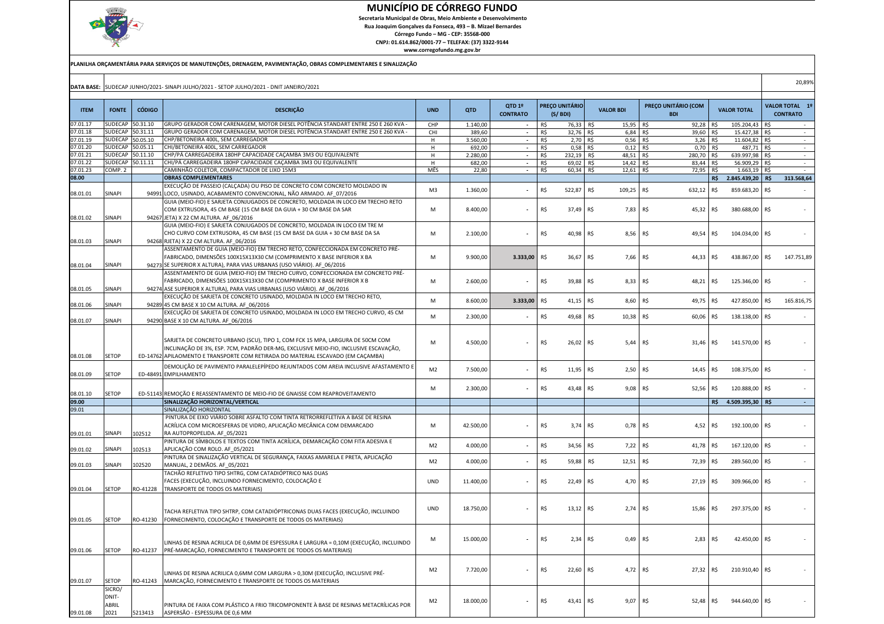# MUNICÍPIO DE CÓRREGO FUNDO

**Secretaria Municipal de Obras, Meio Ambiente e Desenvolvimento**
**Rua Joaquim Gonçalves da Fonseca, 493 – B. Mizael Bernardes**
**Córrego Fundo – MG - CEP: 35568-000**
**CNPJ: 01.614.862/0001-77 – TELEFAX: (37) 3322-9144**
**www.corregofundo.mg.gov.br**

**PLANILHA ORÇAMENTÁRIA PARA SERVIÇOS DE MANUTENÇÕES, DRENAGEM, PAVIMENTAÇÃO, OBRAS COMPLEMENTARES E SINALIZAÇÃO**

**DATA BASE:** SUDECAP JUNHO/2021- SINAPI JULHO/2021 - SETOP JULHO/2021 - DNIT JANEIRO/2021 — 20,89%

| ITEM | FONTE | CÓDIGO | DESCRIÇÃO | UND | QTD | QTD 1º CONTRATO | PREÇO UNITÁRIO (S/ BDI) | VALOR BDI | PREÇO UNITÁRIO (COM BDI | VALOR TOTAL | VALOR TOTAL 1º CONTRATO |
|---|---|---|---|---|---|---|---|---|---|---|---|
| 07.01.17 | SUDECAP | 50.31.10 | GRUPO GERADOR COM CARENAGEM, MOTOR DIESEL POTÊNCIA STANDART ENTRE 250 E 260 KVA - | CHP | 1.140,00 | - | R$ 76,33 | R$ 15,95 | R$ 92,28 | R$ 105.204,43 | R$ - |
| 07.01.18 | SUDECAP | 50.31.11 | GRUPO GERADOR COM CARENAGEM, MOTOR DIESEL POTÊNCIA STANDART ENTRE 250 E 260 KVA - | CHI | 389,60 | - | R$ 32,76 | R$ 6,84 | R$ 39,60 | R$ 15.427,38 | R$ - |
| 07.01.19 | SUDECAP | 50.05.10 | CHP/BETONEIRA 400L, SEM CARREGADOR | H | 3.560,00 | - | R$ 2,70 | R$ 0,56 | R$ 3,26 | R$ 11.604,82 | R$ - |
| 07.01.20 | SUDECAP | 50.05.11 | CHI/BETONEIRA 400L, SEM CARREGADOR | H | 692,00 | - | R$ 0,58 | R$ 0,12 | R$ 0,70 | R$ 487,71 | R$ - |
| 07.01.21 | SUDECAP | 50.11.10 | CHP/PÁ CARREGADEIRA 180HP CAPACIDADE CAÇAMBA 3M3 OU EQUIVALENTE | H | 2.280,00 | - | R$ 232,19 | R$ 48,51 | R$ 280,70 | R$ 639.997,98 | R$ - |
| 07.01.22 | SUDECAP | 50.11.11 | CHI/PÁ CARREGADEIRA 180HP CAPACIDADE CAÇAMBA 3M3 OU EQUIVALENTE | H | 682,00 | - | R$ 69,02 | R$ 14,42 | R$ 83,44 | R$ 56.909,29 | R$ - |
| 07.01.23 | COMP. 2 | | CAMINHÃO COLETOR, COMPACTADOR DE LIXO 15M3 | MÊS | 22,80 | - | R$ 60,34 | R$ 12,61 | R$ 72,95 | R$ 1.663,19 | R$ - |
| **08.00** | | | **OBRAS COMPLEMENTARES** | | | | | | | **R$ 2.845.439,20** | **R$ 313.568,64** |
| 08.01.01 | SINAPI | 94991 | EXECUÇÃO DE PASSEIO (CALÇADA) OU PISO DE CONCRETO COM CONCRETO MOLDADO IN LOCO, USINADO, ACABAMENTO CONVENCIONAL, NÃO ARMADO. AF_07/2016 | M3 | 1.360,00 | - | R$ 522,87 | R$ 109,25 | R$ 632,12 | R$ 859.683,20 | R$ - |
| 08.01.02 | SINAPI | 94267 | GUIA (MEIO-FIO) E SARJETA CONJUGADOS DE CONCRETO, MOLDADA IN LOCO EM TRECHO RETO COM EXTRUSORA, 45 CM BASE (15 CM BASE DA GUIA + 30 CM BASE DA SARJETA) X 22 CM ALTURA. AF_06/2016 | M | 8.400,00 | - | R$ 37,49 | R$ 7,83 | R$ 45,32 | R$ 380.688,00 | R$ - |
| 08.01.03 | SINAPI | 94268 | GUIA (MEIO-FIO) E SARJETA CONJUGADOS DE CONCRETO, MOLDADA IN LOCO EM TRECHO CURVO COM EXTRUSORA, 45 CM BASE (15 CM BASE DA GUIA + 30 CM BASE DA SARJETA) X 22 CM ALTURA. AF_06/2016 | M | 2.100,00 | - | R$ 40,98 | R$ 8,56 | R$ 49,54 | R$ 104.034,00 | R$ - |
| 08.01.04 | SINAPI | 94273 | ASSENTAMENTO DE GUIA (MEIO-FIO) EM TRECHO RETO, CONFECCIONADA EM CONCRETO PRÉ-FABRICADO, DIMENSÕES 100X15X13X30 CM (COMPRIMENTO X BASE INFERIOR X BASE SUPERIOR X ALTURA), PARA VIAS URBANAS (USO VIÁRIO). AF_06/2016 | M | 9.900,00 | 3.333,00 | R$ 36,67 | R$ 7,66 | R$ 44,33 | R$ 438.867,00 | R$ 147.751,89 |
| 08.01.05 | SINAPI | 94274 | ASSENTAMENTO DE GUIA (MEIO-FIO) EM TRECHO CURVO, CONFECCIONADA EM CONCRETO PRÉ-FABRICADO, DIMENSÕES 100X15X13X30 CM (COMPRIMENTO X BASE INFERIOR X BASE SUPERIOR X ALTURA), PARA VIAS URBANAS (USO VIÁRIO). AF_06/2016 | M | 2.600,00 | - | R$ 39,88 | R$ 8,33 | R$ 48,21 | R$ 125.346,00 | R$ - |
| 08.01.06 | SINAPI | 94289 | EXECUÇÃO DE SARJETA DE CONCRETO USINADO, MOLDADA IN LOCO EM TRECHO RETO, 45 CM BASE X 10 CM ALTURA. AF_06/2016 | M | 8.600,00 | 3.333,00 | R$ 41,15 | R$ 8,60 | R$ 49,75 | R$ 427.850,00 | R$ 165.816,75 |
| 08.01.07 | SINAPI | 94290 | EXECUÇÃO DE SARJETA DE CONCRETO USINADO, MOLDADA IN LOCO EM TRECHO CURVO, 45 CM BASE X 10 CM ALTURA. AF_06/2016 | M | 2.300,00 | - | R$ 49,68 | R$ 10,38 | R$ 60,06 | R$ 138.138,00 | R$ - |
| 08.01.08 | SETOP | ED-14762 | SARJETA DE CONCRETO URBANO (SCU), TIPO 1, COM FCK 15 MPA, LARGURA DE 50CM COM INCLINAÇÃO DE 3%, ESP. 7CM, PADRÃO DER-MG, EXCLUSIVE MEIO-FIO, INCLUSIVE ESCAVAÇÃO, APILAOMENTO E TRANSPORTE COM RETIRADA DO MATERIAL ESCAVADO (EM CAÇAMBA) | M | 4.500,00 | - | R$ 26,02 | R$ 5,44 | R$ 31,46 | R$ 141.570,00 | R$ - |
| 08.01.09 | SETOP | ED-48491 | DEMOLIÇÃO DE PAVIMENTO PARALELEPÍPEDO REJUNTADOS COM AREIA INCLUSIVE AFASTAMENTO E EMPILHAMENTO | M2 | 7.500,00 | - | R$ 11,95 | R$ 2,50 | R$ 14,45 | R$ 108.375,00 | R$ - |
| 08.01.10 | SETOP | ED-51143 | REMOÇÃO E REASSENTAMENTO DE MEIO-FIO DE GNAISSE COM REAPROVEITAMENTO | M | 2.300,00 | - | R$ 43,48 | R$ 9,08 | R$ 52,56 | R$ 120.888,00 | R$ - |
| **09.00** | | | **SINALIZAÇÃO HORIZONTAL/VERTICAL** | | | | | | | **R$ 4.509.395,30** | **R$ -** |
| 09.01 | | | SINALIZAÇÃO HORIZONTAL | | | | | | | | |
| 09.01.01 | SINAPI | 102512 | PINTURA DE EIXO VIÁRIO SOBRE ASFALTO COM TINTA RETRORREFLETIVA A BASE DE RESINA ACRÍLICA COM MICROESFERAS DE VIDRO, APLICAÇÃO MECÂNICA COM DEMARCADORA AUTOPROPELIDA. AF_05/2021 | M | 42.500,00 | - | R$ 3,74 | R$ 0,78 | R$ 4,52 | R$ 192.100,00 | R$ - |
| 09.01.02 | SINAPI | 102513 | PINTURA DE SÍMBOLOS E TEXTOS COM TINTA ACRÍLICA, DEMARCAÇÃO COM FITA ADESIVA E APLICAÇÃO COM ROLO. AF_05/2021 | M2 | 4.000,00 | - | R$ 34,56 | R$ 7,22 | R$ 41,78 | R$ 167.120,00 | R$ - |
| 09.01.03 | SINAPI | 102520 | PINTURA DE SINALIZAÇÃO VERTICAL DE SEGURANÇA, FAIXAS AMARELA E PRETA, APLICAÇÃO MANUAL, 2 DEMÃOS. AF_05/2021 | M2 | 4.000,00 | - | R$ 59,88 | R$ 12,51 | R$ 72,39 | R$ 289.560,00 | R$ - |
| 09.01.04 | SETOP | RO-41228 | TACHÃO REFLETIVO TIPO SHTRG, COM CATADIÓPTRICO NAS DUAS FACES (EXECUÇÃO, INCLUINDO FORNECIMENTO, COLOCAÇÃO E TRANSPORTE DE TODOS OS MATERIAIS) | UND | 11.400,00 | - | R$ 22,49 | R$ 4,70 | R$ 27,19 | R$ 309.966,00 | R$ - |
| 09.01.05 | SETOP | RO-41230 | TACHA REFLETIVA TIPO SHTRP, COM CATADIÓPTRICONAS DUAS FACES (EXECUÇÃO, INCLUINDO FORNECIMENTO, COLOCAÇÃO E TRANSPORTE DE TODOS OS MATERIAIS) | UND | 18.750,00 | - | R$ 13,12 | R$ 2,74 | R$ 15,86 | R$ 297.375,00 | R$ - |
| 09.01.06 | SETOP | RO-41237 | LINHAS DE RESINA ACRILICA DE 0,6MM DE ESPESSURA E LARGURA = 0,10M (EXECUÇÃO, INCLUINDO PRÉ-MARCAÇÃO, FORNECIMENTO E TRANSPORTE DE TODOS OS MATERIAIS) | M | 15.000,00 | - | R$ 2,34 | R$ 0,49 | R$ 2,83 | R$ 42.450,00 | R$ - |
| 09.01.07 | SETOP | RO-41243 | LINHAS DE RESINA ACRILICA 0,6MM COM LARGURA > 0,30M (EXECUÇÃO, INCLUSIVE PRÉ-MARCAÇÃO, FORNECIMENTO E TRANSPORTE DE TODOS OS MATERIAIS | M2 | 7.720,00 | - | R$ 22,60 | R$ 4,72 | R$ 27,32 | R$ 210.910,40 | R$ - |
| 09.01.08 | SICRO/ DNIT-ABRIL 2021 | 5213413 | PINTURA DE FAIXA COM PLÁSTICO A FRIO TRICOMPONENTE À BASE DE RESINAS METACRÍLICAS POR ASPERSÃO - ESPESSURA DE 0,6 MM | M2 | 18.000,00 | - | R$ 43,41 | R$ 9,07 | R$ 52,48 | R$ 944.640,00 | R$ - |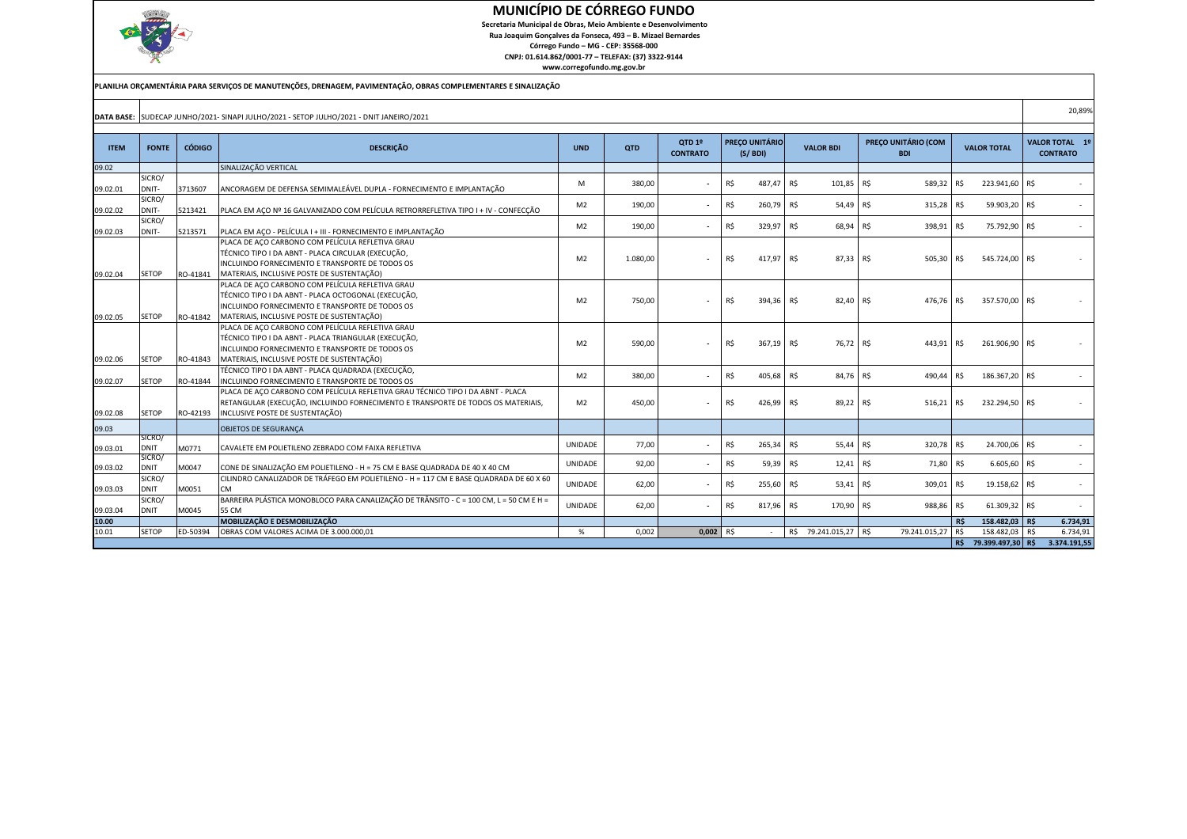# MUNICÍPIO DE CÓRREGO FUNDO

**Secretaria Municipal de Obras, Meio Ambiente e Desenvolvimento**
**Rua Joaquim Gonçalves da Fonseca, 493 – B. Mizael Bernardes**
**Córrego Fundo – MG - CEP: 35568-000**
**CNPJ: 01.614.862/0001-77 – TELEFAX: (37) 3322-9144**
**www.corregofundo.mg.gov.br**

**PLANILHA ORÇAMENTÁRIA PARA SERVIÇOS DE MANUTENÇÕES, DRENAGEM, PAVIMENTAÇÃO, OBRAS COMPLEMENTARES E SINALIZAÇÃO**

**DATA BASE:** SUDECAP JUNHO/2021- SINAPI JULHO/2021 - SETOP JULHO/2021 - DNIT JANEIRO/2021 — 20,89%

| ITEM | FONTE | CÓDIGO | DESCRIÇÃO | UND | QTD | QTD 1º CONTRATO | PREÇO UNITÁRIO (S/ BDI) | VALOR BDI | PREÇO UNITÁRIO (COM BDI | VALOR TOTAL | VALOR TOTAL 1º CONTRATO |
|---|---|---|---|---|---|---|---|---|---|---|---|
| 09.02 | | | SINALIZAÇÃO VERTICAL | | | | | | | | |
| 09.02.01 | SICRO/ DNIT- | 3713607 | ANCORAGEM DE DEFENSA SEMIMALEÁVEL DUPLA - FORNECIMENTO E IMPLANTAÇÃO | M | 380,00 | - | R$ 487,47 | R$ 101,85 | R$ 589,32 | R$ 223.941,60 | R$ - |
| 09.02.02 | SICRO/ DNIT- | 5213421 | PLACA EM AÇO Nº 16 GALVANIZADO COM PELÍCULA RETRORREFLETIVA TIPO I + IV - CONFECÇÃO | M2 | 190,00 | - | R$ 260,79 | R$ 54,49 | R$ 315,28 | R$ 59.903,20 | R$ - |
| 09.02.03 | SICRO/ DNIT- | 5213571 | PLACA EM AÇO - PELÍCULA I + III - FORNECIMENTO E IMPLANTAÇÃO | M2 | 190,00 | - | R$ 329,97 | R$ 68,94 | R$ 398,91 | R$ 75.792,90 | R$ - |
| 09.02.04 | SETOP | RO-41841 | PLACA DE AÇO CARBONO COM PELÍCULA REFLETIVA GRAU TÉCNICO TIPO I DA ABNT - PLACA CIRCULAR (EXECUÇÃO, INCLUINDO FORNECIMENTO E TRANSPORTE DE TODOS OS MATERIAIS, INCLUSIVE POSTE DE SUSTENTAÇÃO) | M2 | 1.080,00 | - | R$ 417,97 | R$ 87,33 | R$ 505,30 | R$ 545.724,00 | R$ - |
| 09.02.05 | SETOP | RO-41842 | PLACA DE AÇO CARBONO COM PELÍCULA REFLETIVA GRAU TÉCNICO TIPO I DA ABNT - PLACA OCTOGONAL (EXECUÇÃO, INCLUINDO FORNECIMENTO E TRANSPORTE DE TODOS OS MATERIAIS, INCLUSIVE POSTE DE SUSTENTAÇÃO) | M2 | 750,00 | - | R$ 394,36 | R$ 82,40 | R$ 476,76 | R$ 357.570,00 | R$ - |
| 09.02.06 | SETOP | RO-41843 | PLACA DE AÇO CARBONO COM PELÍCULA REFLETIVA GRAU TÉCNICO TIPO I DA ABNT - PLACA TRIANGULAR (EXECUÇÃO, INCLUINDO FORNECIMENTO E TRANSPORTE DE TODOS OS MATERIAIS, INCLUSIVE POSTE DE SUSTENTAÇÃO) | M2 | 590,00 | - | R$ 367,19 | R$ 76,72 | R$ 443,91 | R$ 261.906,90 | R$ - |
| 09.02.07 | SETOP | RO-41844 | TÉCNICO TIPO I DA ABNT - PLACA QUADRADA (EXECUÇÃO, INCLUINDO FORNECIMENTO E TRANSPORTE DE TODOS OS | M2 | 380,00 | - | R$ 405,68 | R$ 84,76 | R$ 490,44 | R$ 186.367,20 | R$ - |
| 09.02.08 | SETOP | RO-42193 | PLACA DE AÇO CARBONO COM PELÍCULA REFLETIVA GRAU TÉCNICO TIPO I DA ABNT - PLACA RETANGULAR (EXECUÇÃO, INCLUINDO FORNECIMENTO E TRANSPORTE DE TODOS OS MATERIAIS, INCLUSIVE POSTE DE SUSTENTAÇÃO) | M2 | 450,00 | - | R$ 426,99 | R$ 89,22 | R$ 516,21 | R$ 232.294,50 | R$ - |
| 09.03 | | | OBJETOS DE SEGURANÇA | | | | | | | | |
| 09.03.01 | SICRO/ DNIT | M0771 | CAVALETE EM POLIETILENO ZEBRADO COM FAIXA REFLETIVA | UNIDADE | 77,00 | - | R$ 265,34 | R$ 55,44 | R$ 320,78 | R$ 24.700,06 | R$ - |
| 09.03.02 | SICRO/ DNIT | M0047 | CONE DE SINALIZAÇÃO EM POLIETILENO - H = 75 CM E BASE QUADRADA DE 40 X 40 CM | UNIDADE | 92,00 | - | R$ 59,39 | R$ 12,41 | R$ 71,80 | R$ 6.605,60 | R$ - |
| 09.03.03 | SICRO/ DNIT | M0051 | CILINDRO CANALIZADOR DE TRÁFEGO EM POLIETILENO - H = 117 CM E BASE QUADRADA DE 60 X 60 CM | UNIDADE | 62,00 | - | R$ 255,60 | R$ 53,41 | R$ 309,01 | R$ 19.158,62 | R$ - |
| 09.03.04 | SICRO/ DNIT | M0045 | BARREIRA PLÁSTICA MONOBLOCO PARA CANALIZAÇÃO DE TRÂNSITO - C = 100 CM, L = 50 CM E H = 55 CM | UNIDADE | 62,00 | - | R$ 817,96 | R$ 170,90 | R$ 988,86 | R$ 61.309,32 | R$ - |
| **10.00** | | | **MOBILIZAÇÃO E DESMOBILIZAÇÃO** | | | | | | | **R$ 158.482,03** | **R$ 6.734,91** |
| 10.01 | SETOP | ED-50394 | OBRAS COM VALORES ACIMA DE 3.000.000,01 | % | 0,002 | 0,002 | R$ - | R$ 79.241.015,27 | R$ 79.241.015,27 | R$ 158.482,03 | R$ 6.734,91 |
| | | | | | | | | | | **R$ 79.399.497,30** | **R$ 3.374.191,55** |